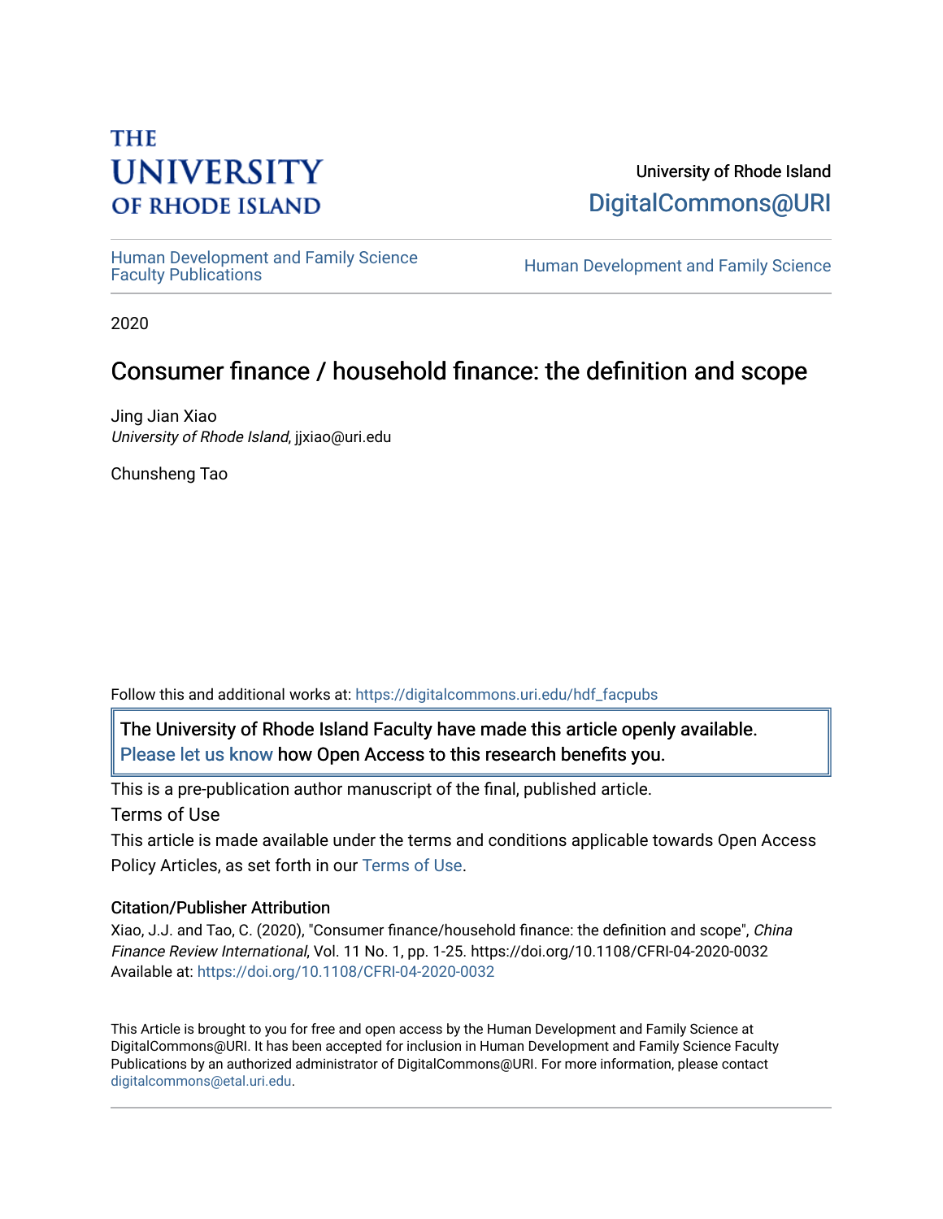THE UNIVERSITY OF RHODE ISLAND

University of Rhode Island
DigitalCommons@URI

Human Development and Family Science Faculty Publications

Human Development and Family Science

2020

# Consumer finance / household finance: the definition and scope

Jing Jian Xiao
*University of Rhode Island*, jjxiao@uri.edu

Chunsheng Tao

Follow this and additional works at: https://digitalcommons.uri.edu/hdf_facpubs

The University of Rhode Island Faculty have made this article openly available. Please let us know how Open Access to this research benefits you.

This is a pre-publication author manuscript of the final, published article.

Terms of Use

This article is made available under the terms and conditions applicable towards Open Access Policy Articles, as set forth in our Terms of Use.

### Citation/Publisher Attribution

Xiao, J.J. and Tao, C. (2020), "Consumer finance/household finance: the definition and scope", *China Finance Review International*, Vol. 11 No. 1, pp. 1-25. https://doi.org/10.1108/CFRI-04-2020-0032
Available at: https://doi.org/10.1108/CFRI-04-2020-0032

This Article is brought to you for free and open access by the Human Development and Family Science at DigitalCommons@URI. It has been accepted for inclusion in Human Development and Family Science Faculty Publications by an authorized administrator of DigitalCommons@URI. For more information, please contact digitalcommons@etal.uri.edu.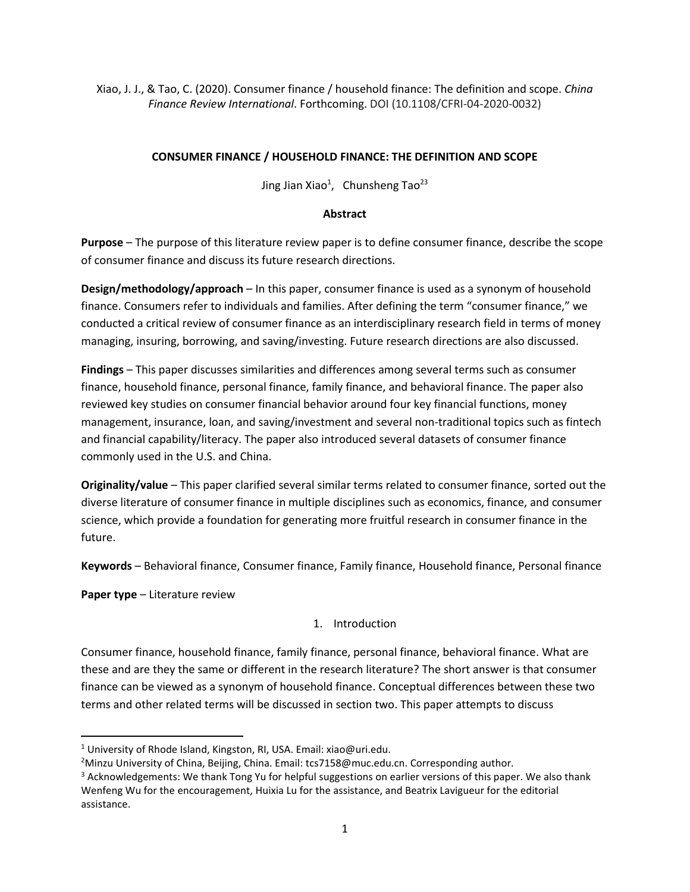Xiao, J. J., & Tao, C. (2020). Consumer finance / household finance: The definition and scope. *China Finance Review International*. Forthcoming. DOI (10.1108/CFRI-04-2020-0032)

**CONSUMER FINANCE / HOUSEHOLD FINANCE: THE DEFINITION AND SCOPE**

Jing Jian Xiao[1], Chunsheng Tao[2][3]

**Abstract**

**Purpose** – The purpose of this literature review paper is to define consumer finance, describe the scope of consumer finance and discuss its future research directions.

**Design/methodology/approach** – In this paper, consumer finance is used as a synonym of household finance. Consumers refer to individuals and families. After defining the term "consumer finance," we conducted a critical review of consumer finance as an interdisciplinary research field in terms of money managing, insuring, borrowing, and saving/investing. Future research directions are also discussed.

**Findings** – This paper discusses similarities and differences among several terms such as consumer finance, household finance, personal finance, family finance, and behavioral finance. The paper also reviewed key studies on consumer financial behavior around four key financial functions, money management, insurance, loan, and saving/investment and several non-traditional topics such as fintech and financial capability/literacy. The paper also introduced several datasets of consumer finance commonly used in the U.S. and China.

**Originality/value** – This paper clarified several similar terms related to consumer finance, sorted out the diverse literature of consumer finance in multiple disciplines such as economics, finance, and consumer science, which provide a foundation for generating more fruitful research in consumer finance in the future.

**Keywords** – Behavioral finance, Consumer finance, Family finance, Household finance, Personal finance

**Paper type** – Literature review

## 1. Introduction

Consumer finance, household finance, family finance, personal finance, behavioral finance. What are these and are they the same or different in the research literature? The short answer is that consumer finance can be viewed as a synonym of household finance. Conceptual differences between these two terms and other related terms will be discussed in section two. This paper attempts to discuss

---

[1] University of Rhode Island, Kingston, RI, USA. Email: xiao@uri.edu.

[2] Minzu University of China, Beijing, China. Email: tcs7158@muc.edu.cn. Corresponding author.

[3] Acknowledgements: We thank Tong Yu for helpful suggestions on earlier versions of this paper. We also thank Wenfeng Wu for the encouragement, Huixia Lu for the assistance, and Beatrix Lavigueur for the editorial assistance.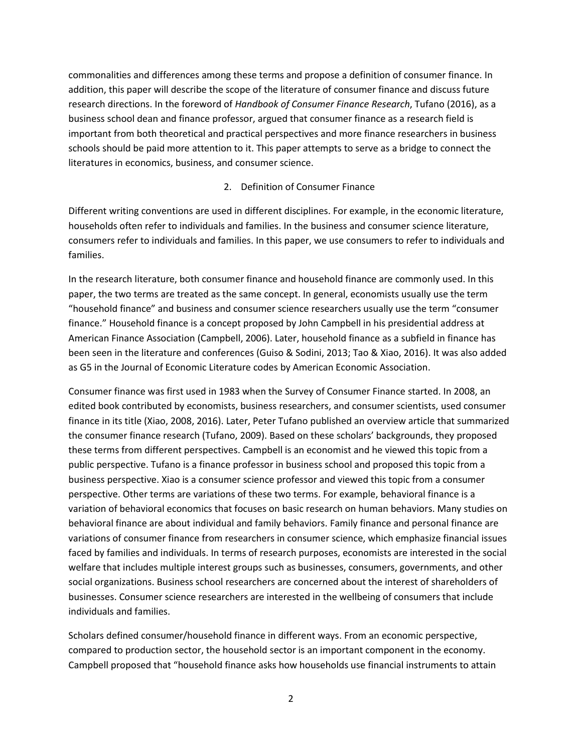commonalities and differences among these terms and propose a definition of consumer finance. In addition, this paper will describe the scope of the literature of consumer finance and discuss future research directions. In the foreword of *Handbook of Consumer Finance Research*, Tufano (2016), as a business school dean and finance professor, argued that consumer finance as a research field is important from both theoretical and practical perspectives and more finance researchers in business schools should be paid more attention to it. This paper attempts to serve as a bridge to connect the literatures in economics, business, and consumer science.

## 2. Definition of Consumer Finance

Different writing conventions are used in different disciplines. For example, in the economic literature, households often refer to individuals and families. In the business and consumer science literature, consumers refer to individuals and families. In this paper, we use consumers to refer to individuals and families.

In the research literature, both consumer finance and household finance are commonly used. In this paper, the two terms are treated as the same concept. In general, economists usually use the term "household finance" and business and consumer science researchers usually use the term "consumer finance." Household finance is a concept proposed by John Campbell in his presidential address at American Finance Association (Campbell, 2006). Later, household finance as a subfield in finance has been seen in the literature and conferences (Guiso & Sodini, 2013; Tao & Xiao, 2016). It was also added as G5 in the Journal of Economic Literature codes by American Economic Association.

Consumer finance was first used in 1983 when the Survey of Consumer Finance started. In 2008, an edited book contributed by economists, business researchers, and consumer scientists, used consumer finance in its title (Xiao, 2008, 2016). Later, Peter Tufano published an overview article that summarized the consumer finance research (Tufano, 2009). Based on these scholars' backgrounds, they proposed these terms from different perspectives. Campbell is an economist and he viewed this topic from a public perspective. Tufano is a finance professor in business school and proposed this topic from a business perspective. Xiao is a consumer science professor and viewed this topic from a consumer perspective. Other terms are variations of these two terms. For example, behavioral finance is a variation of behavioral economics that focuses on basic research on human behaviors. Many studies on behavioral finance are about individual and family behaviors. Family finance and personal finance are variations of consumer finance from researchers in consumer science, which emphasize financial issues faced by families and individuals. In terms of research purposes, economists are interested in the social welfare that includes multiple interest groups such as businesses, consumers, governments, and other social organizations. Business school researchers are concerned about the interest of shareholders of businesses. Consumer science researchers are interested in the wellbeing of consumers that include individuals and families.

Scholars defined consumer/household finance in different ways. From an economic perspective, compared to production sector, the household sector is an important component in the economy. Campbell proposed that "household finance asks how households use financial instruments to attain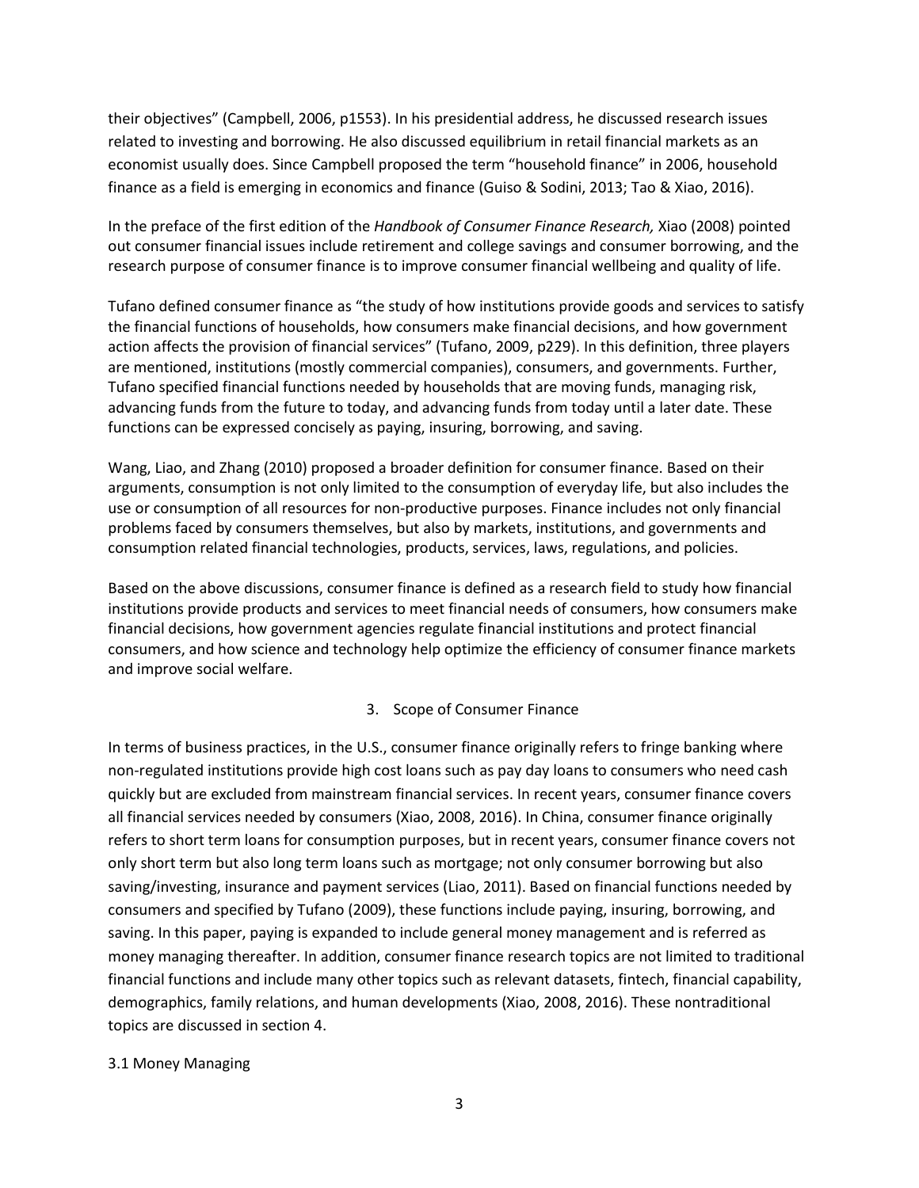their objectives" (Campbell, 2006, p1553). In his presidential address, he discussed research issues related to investing and borrowing. He also discussed equilibrium in retail financial markets as an economist usually does. Since Campbell proposed the term "household finance" in 2006, household finance as a field is emerging in economics and finance (Guiso & Sodini, 2013; Tao & Xiao, 2016).

In the preface of the first edition of the *Handbook of Consumer Finance Research,* Xiao (2008) pointed out consumer financial issues include retirement and college savings and consumer borrowing, and the research purpose of consumer finance is to improve consumer financial wellbeing and quality of life.

Tufano defined consumer finance as "the study of how institutions provide goods and services to satisfy the financial functions of households, how consumers make financial decisions, and how government action affects the provision of financial services" (Tufano, 2009, p229). In this definition, three players are mentioned, institutions (mostly commercial companies), consumers, and governments. Further, Tufano specified financial functions needed by households that are moving funds, managing risk, advancing funds from the future to today, and advancing funds from today until a later date. These functions can be expressed concisely as paying, insuring, borrowing, and saving.

Wang, Liao, and Zhang (2010) proposed a broader definition for consumer finance. Based on their arguments, consumption is not only limited to the consumption of everyday life, but also includes the use or consumption of all resources for non-productive purposes. Finance includes not only financial problems faced by consumers themselves, but also by markets, institutions, and governments and consumption related financial technologies, products, services, laws, regulations, and policies.

Based on the above discussions, consumer finance is defined as a research field to study how financial institutions provide products and services to meet financial needs of consumers, how consumers make financial decisions, how government agencies regulate financial institutions and protect financial consumers, and how science and technology help optimize the efficiency of consumer finance markets and improve social welfare.

## 3. Scope of Consumer Finance

In terms of business practices, in the U.S., consumer finance originally refers to fringe banking where non-regulated institutions provide high cost loans such as pay day loans to consumers who need cash quickly but are excluded from mainstream financial services. In recent years, consumer finance covers all financial services needed by consumers (Xiao, 2008, 2016). In China, consumer finance originally refers to short term loans for consumption purposes, but in recent years, consumer finance covers not only short term but also long term loans such as mortgage; not only consumer borrowing but also saving/investing, insurance and payment services (Liao, 2011). Based on financial functions needed by consumers and specified by Tufano (2009), these functions include paying, insuring, borrowing, and saving. In this paper, paying is expanded to include general money management and is referred as money managing thereafter. In addition, consumer finance research topics are not limited to traditional financial functions and include many other topics such as relevant datasets, fintech, financial capability, demographics, family relations, and human developments (Xiao, 2008, 2016). These nontraditional topics are discussed in section 4.

### 3.1 Money Managing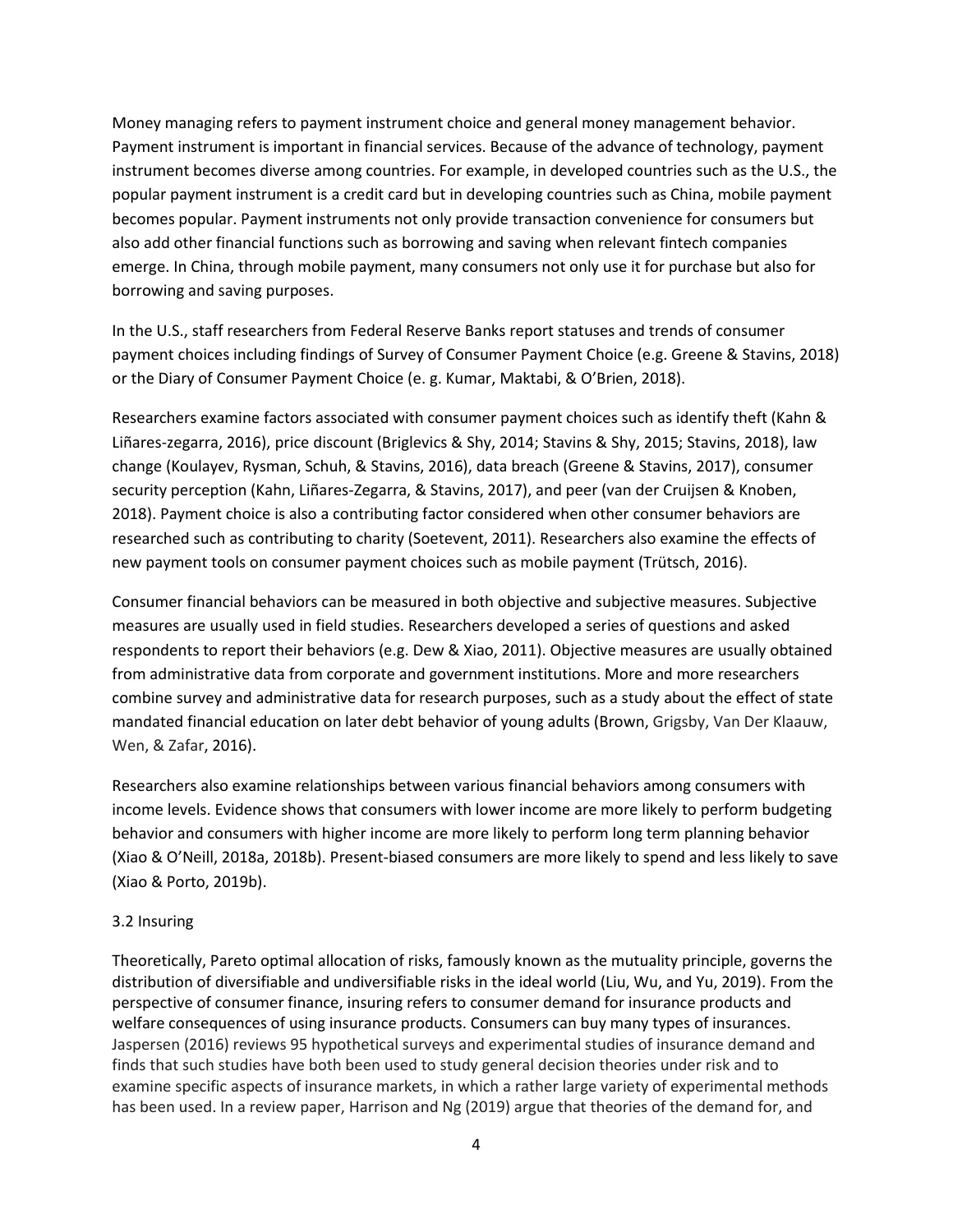Money managing refers to payment instrument choice and general money management behavior. Payment instrument is important in financial services. Because of the advance of technology, payment instrument becomes diverse among countries. For example, in developed countries such as the U.S., the popular payment instrument is a credit card but in developing countries such as China, mobile payment becomes popular. Payment instruments not only provide transaction convenience for consumers but also add other financial functions such as borrowing and saving when relevant fintech companies emerge. In China, through mobile payment, many consumers not only use it for purchase but also for borrowing and saving purposes.

In the U.S., staff researchers from Federal Reserve Banks report statuses and trends of consumer payment choices including findings of Survey of Consumer Payment Choice (e.g. Greene & Stavins, 2018) or the Diary of Consumer Payment Choice (e. g. Kumar, Maktabi, & O'Brien, 2018).

Researchers examine factors associated with consumer payment choices such as identify theft (Kahn & Liñares-zegarra, 2016), price discount (Briglevics & Shy, 2014; Stavins & Shy, 2015; Stavins, 2018), law change (Koulayev, Rysman, Schuh, & Stavins, 2016), data breach (Greene & Stavins, 2017), consumer security perception (Kahn, Liñares-Zegarra, & Stavins, 2017), and peer (van der Cruijsen & Knoben, 2018). Payment choice is also a contributing factor considered when other consumer behaviors are researched such as contributing to charity (Soetevent, 2011). Researchers also examine the effects of new payment tools on consumer payment choices such as mobile payment (Trütsch, 2016).

Consumer financial behaviors can be measured in both objective and subjective measures. Subjective measures are usually used in field studies. Researchers developed a series of questions and asked respondents to report their behaviors (e.g. Dew & Xiao, 2011). Objective measures are usually obtained from administrative data from corporate and government institutions. More and more researchers combine survey and administrative data for research purposes, such as a study about the effect of state mandated financial education on later debt behavior of young adults (Brown, Grigsby, Van Der Klaauw, Wen, & Zafar, 2016).

Researchers also examine relationships between various financial behaviors among consumers with income levels. Evidence shows that consumers with lower income are more likely to perform budgeting behavior and consumers with higher income are more likely to perform long term planning behavior (Xiao & O'Neill, 2018a, 2018b). Present-biased consumers are more likely to spend and less likely to save (Xiao & Porto, 2019b).

### 3.2 Insuring

Theoretically, Pareto optimal allocation of risks, famously known as the mutuality principle, governs the distribution of diversifiable and undiversifiable risks in the ideal world (Liu, Wu, and Yu, 2019). From the perspective of consumer finance, insuring refers to consumer demand for insurance products and welfare consequences of using insurance products. Consumers can buy many types of insurances. Jaspersen (2016) reviews 95 hypothetical surveys and experimental studies of insurance demand and finds that such studies have both been used to study general decision theories under risk and to examine specific aspects of insurance markets, in which a rather large variety of experimental methods has been used. In a review paper, Harrison and Ng (2019) argue that theories of the demand for, and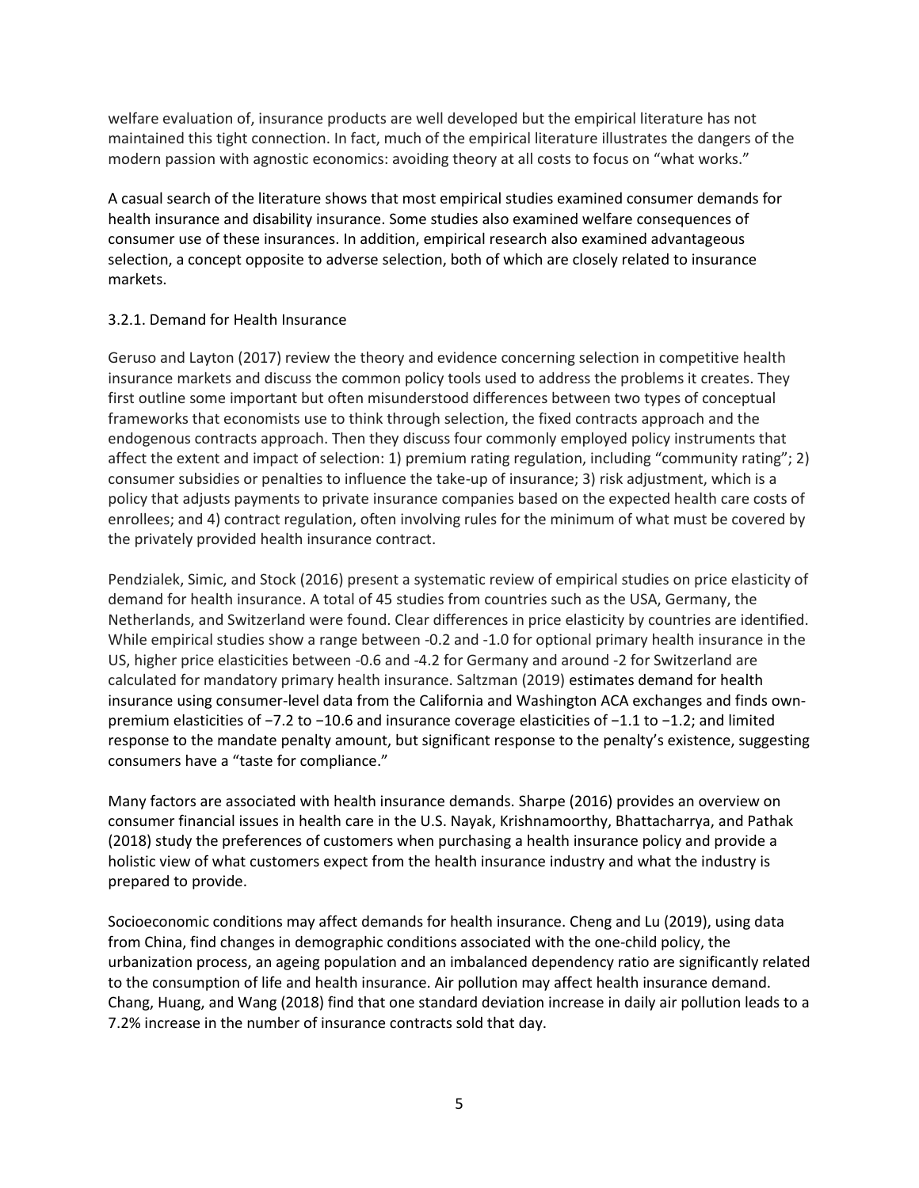welfare evaluation of, insurance products are well developed but the empirical literature has not maintained this tight connection. In fact, much of the empirical literature illustrates the dangers of the modern passion with agnostic economics: avoiding theory at all costs to focus on "what works."

A casual search of the literature shows that most empirical studies examined consumer demands for health insurance and disability insurance. Some studies also examined welfare consequences of consumer use of these insurances. In addition, empirical research also examined advantageous selection, a concept opposite to adverse selection, both of which are closely related to insurance markets.

### 3.2.1. Demand for Health Insurance

Geruso and Layton (2017) review the theory and evidence concerning selection in competitive health insurance markets and discuss the common policy tools used to address the problems it creates. They first outline some important but often misunderstood differences between two types of conceptual frameworks that economists use to think through selection, the fixed contracts approach and the endogenous contracts approach. Then they discuss four commonly employed policy instruments that affect the extent and impact of selection: 1) premium rating regulation, including "community rating"; 2) consumer subsidies or penalties to influence the take-up of insurance; 3) risk adjustment, which is a policy that adjusts payments to private insurance companies based on the expected health care costs of enrollees; and 4) contract regulation, often involving rules for the minimum of what must be covered by the privately provided health insurance contract.

Pendzialek, Simic, and Stock (2016) present a systematic review of empirical studies on price elasticity of demand for health insurance. A total of 45 studies from countries such as the USA, Germany, the Netherlands, and Switzerland were found. Clear differences in price elasticity by countries are identified. While empirical studies show a range between -0.2 and -1.0 for optional primary health insurance in the US, higher price elasticities between -0.6 and -4.2 for Germany and around -2 for Switzerland are calculated for mandatory primary health insurance. Saltzman (2019) estimates demand for health insurance using consumer-level data from the California and Washington ACA exchanges and finds own-premium elasticities of −7.2 to −10.6 and insurance coverage elasticities of −1.1 to −1.2; and limited response to the mandate penalty amount, but significant response to the penalty's existence, suggesting consumers have a "taste for compliance."

Many factors are associated with health insurance demands. Sharpe (2016) provides an overview on consumer financial issues in health care in the U.S. Nayak, Krishnamoorthy, Bhattacharrya, and Pathak (2018) study the preferences of customers when purchasing a health insurance policy and provide a holistic view of what customers expect from the health insurance industry and what the industry is prepared to provide.

Socioeconomic conditions may affect demands for health insurance. Cheng and Lu (2019), using data from China, find changes in demographic conditions associated with the one-child policy, the urbanization process, an ageing population and an imbalanced dependency ratio are significantly related to the consumption of life and health insurance. Air pollution may affect health insurance demand. Chang, Huang, and Wang (2018) find that one standard deviation increase in daily air pollution leads to a 7.2% increase in the number of insurance contracts sold that day.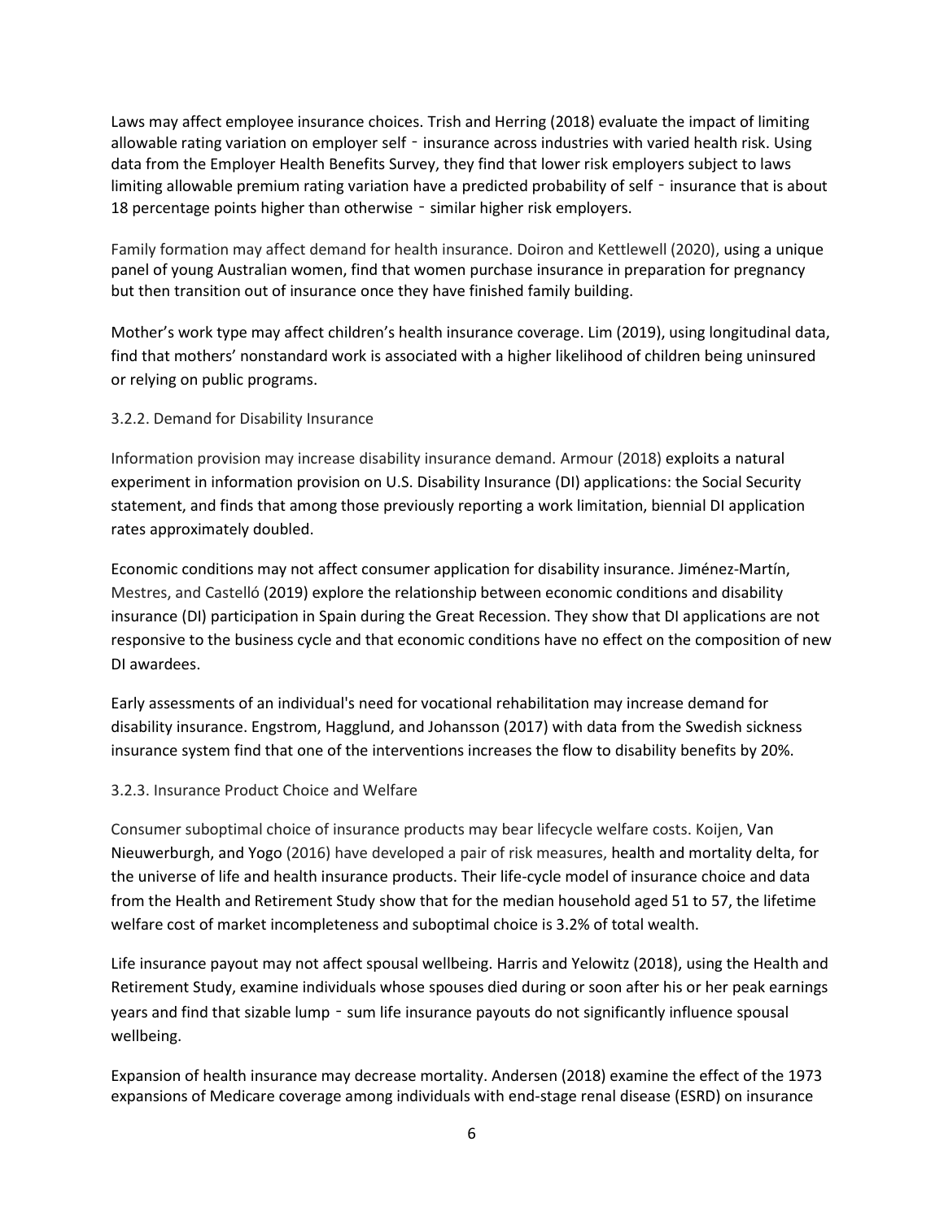Laws may affect employee insurance choices. Trish and Herring (2018) evaluate the impact of limiting allowable rating variation on employer self‐insurance across industries with varied health risk. Using data from the Employer Health Benefits Survey, they find that lower risk employers subject to laws limiting allowable premium rating variation have a predicted probability of self‐insurance that is about 18 percentage points higher than otherwise‐similar higher risk employers.

Family formation may affect demand for health insurance. Doiron and Kettlewell (2020), using a unique panel of young Australian women, find that women purchase insurance in preparation for pregnancy but then transition out of insurance once they have finished family building.

Mother's work type may affect children's health insurance coverage. Lim (2019), using longitudinal data, find that mothers' nonstandard work is associated with a higher likelihood of children being uninsured or relying on public programs.

### 3.2.2. Demand for Disability Insurance

Information provision may increase disability insurance demand. Armour (2018) exploits a natural experiment in information provision on U.S. Disability Insurance (DI) applications: the Social Security statement, and finds that among those previously reporting a work limitation, biennial DI application rates approximately doubled.

Economic conditions may not affect consumer application for disability insurance. Jiménez-Martín, Mestres, and Castelló (2019) explore the relationship between economic conditions and disability insurance (DI) participation in Spain during the Great Recession. They show that DI applications are not responsive to the business cycle and that economic conditions have no effect on the composition of new DI awardees.

Early assessments of an individual's need for vocational rehabilitation may increase demand for disability insurance. Engstrom, Hagglund, and Johansson (2017) with data from the Swedish sickness insurance system find that one of the interventions increases the flow to disability benefits by 20%.

### 3.2.3. Insurance Product Choice and Welfare

Consumer suboptimal choice of insurance products may bear lifecycle welfare costs. Koijen, Van Nieuwerburgh, and Yogo (2016) have developed a pair of risk measures, health and mortality delta, for the universe of life and health insurance products. Their life-cycle model of insurance choice and data from the Health and Retirement Study show that for the median household aged 51 to 57, the lifetime welfare cost of market incompleteness and suboptimal choice is 3.2% of total wealth.

Life insurance payout may not affect spousal wellbeing. Harris and Yelowitz (2018), using the Health and Retirement Study, examine individuals whose spouses died during or soon after his or her peak earnings years and find that sizable lump‐sum life insurance payouts do not significantly influence spousal wellbeing.

Expansion of health insurance may decrease mortality. Andersen (2018) examine the effect of the 1973 expansions of Medicare coverage among individuals with end-stage renal disease (ESRD) on insurance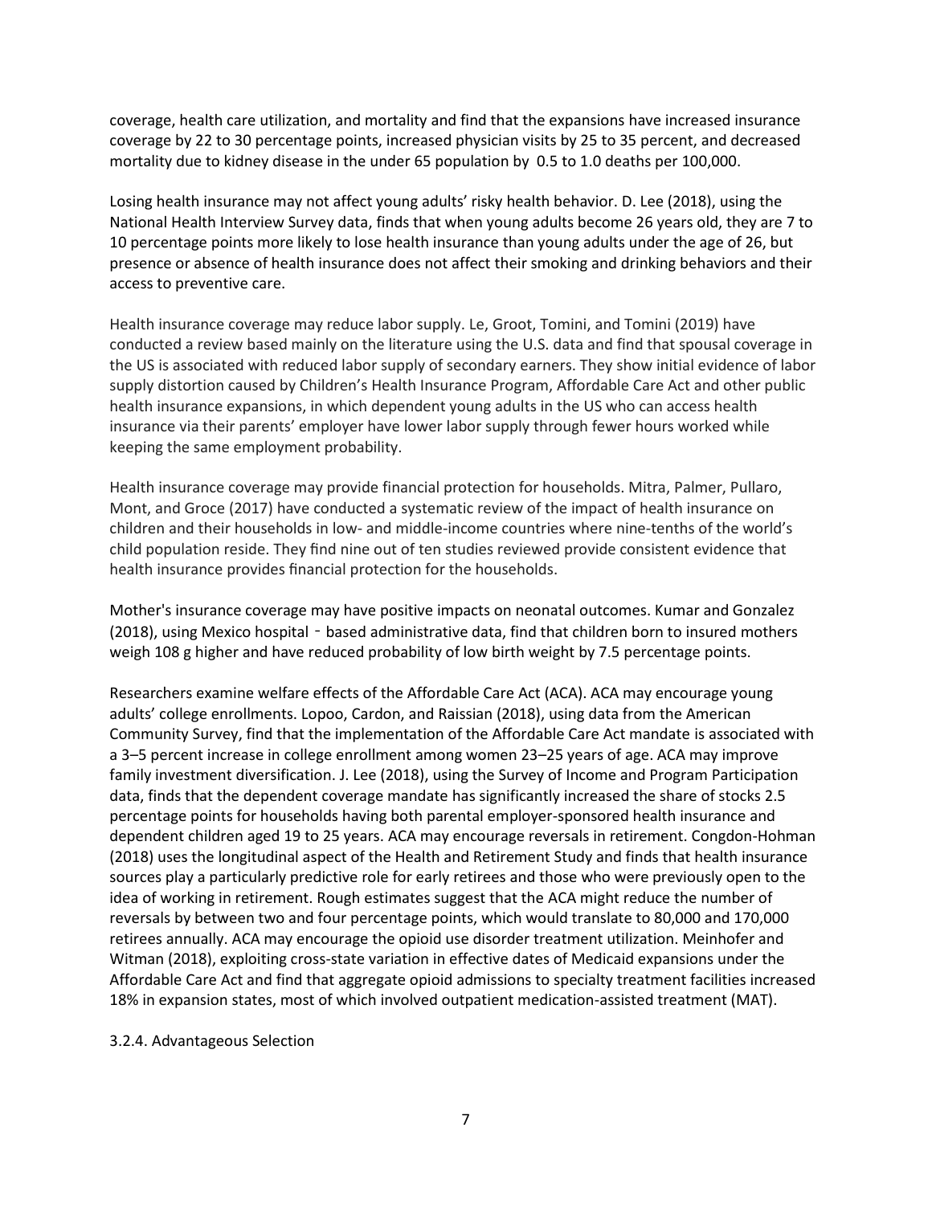coverage, health care utilization, and mortality and find that the expansions have increased insurance coverage by 22 to 30 percentage points, increased physician visits by 25 to 35 percent, and decreased mortality due to kidney disease in the under 65 population by 0.5 to 1.0 deaths per 100,000.

Losing health insurance may not affect young adults' risky health behavior. D. Lee (2018), using the National Health Interview Survey data, finds that when young adults become 26 years old, they are 7 to 10 percentage points more likely to lose health insurance than young adults under the age of 26, but presence or absence of health insurance does not affect their smoking and drinking behaviors and their access to preventive care.

Health insurance coverage may reduce labor supply. Le, Groot, Tomini, and Tomini (2019) have conducted a review based mainly on the literature using the U.S. data and find that spousal coverage in the US is associated with reduced labor supply of secondary earners. They show initial evidence of labor supply distortion caused by Children's Health Insurance Program, Affordable Care Act and other public health insurance expansions, in which dependent young adults in the US who can access health insurance via their parents' employer have lower labor supply through fewer hours worked while keeping the same employment probability.

Health insurance coverage may provide financial protection for households. Mitra, Palmer, Pullaro, Mont, and Groce (2017) have conducted a systematic review of the impact of health insurance on children and their households in low- and middle-income countries where nine-tenths of the world's child population reside. They find nine out of ten studies reviewed provide consistent evidence that health insurance provides financial protection for the households.

Mother's insurance coverage may have positive impacts on neonatal outcomes. Kumar and Gonzalez (2018), using Mexico hospital‑based administrative data, find that children born to insured mothers weigh 108 g higher and have reduced probability of low birth weight by 7.5 percentage points.

Researchers examine welfare effects of the Affordable Care Act (ACA). ACA may encourage young adults' college enrollments. Lopoo, Cardon, and Raissian (2018), using data from the American Community Survey, find that the implementation of the Affordable Care Act mandate is associated with a 3–5 percent increase in college enrollment among women 23–25 years of age. ACA may improve family investment diversification. J. Lee (2018), using the Survey of Income and Program Participation data, finds that the dependent coverage mandate has significantly increased the share of stocks 2.5 percentage points for households having both parental employer-sponsored health insurance and dependent children aged 19 to 25 years. ACA may encourage reversals in retirement. Congdon-Hohman (2018) uses the longitudinal aspect of the Health and Retirement Study and finds that health insurance sources play a particularly predictive role for early retirees and those who were previously open to the idea of working in retirement. Rough estimates suggest that the ACA might reduce the number of reversals by between two and four percentage points, which would translate to 80,000 and 170,000 retirees annually. ACA may encourage the opioid use disorder treatment utilization. Meinhofer and Witman (2018), exploiting cross-state variation in effective dates of Medicaid expansions under the Affordable Care Act and find that aggregate opioid admissions to specialty treatment facilities increased 18% in expansion states, most of which involved outpatient medication-assisted treatment (MAT).

### 3.2.4. Advantageous Selection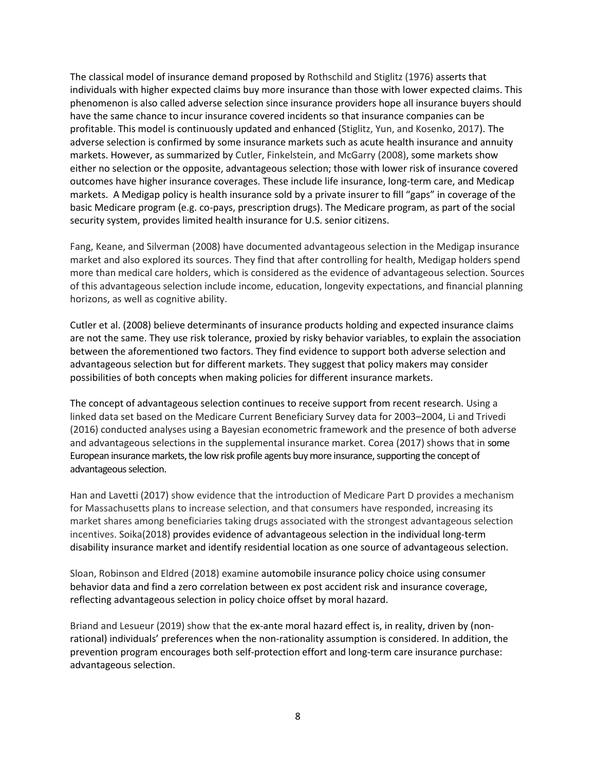The classical model of insurance demand proposed by Rothschild and Stiglitz (1976) asserts that individuals with higher expected claims buy more insurance than those with lower expected claims. This phenomenon is also called adverse selection since insurance providers hope all insurance buyers should have the same chance to incur insurance covered incidents so that insurance companies can be profitable. This model is continuously updated and enhanced (Stiglitz, Yun, and Kosenko, 2017). The adverse selection is confirmed by some insurance markets such as acute health insurance and annuity markets. However, as summarized by Cutler, Finkelstein, and McGarry (2008), some markets show either no selection or the opposite, advantageous selection; those with lower risk of insurance covered outcomes have higher insurance coverages. These include life insurance, long-term care, and Medicap markets. A Medigap policy is health insurance sold by a private insurer to fill "gaps" in coverage of the basic Medicare program (e.g. co-pays, prescription drugs). The Medicare program, as part of the social security system, provides limited health insurance for U.S. senior citizens.

Fang, Keane, and Silverman (2008) have documented advantageous selection in the Medigap insurance market and also explored its sources. They find that after controlling for health, Medigap holders spend more than medical care holders, which is considered as the evidence of advantageous selection. Sources of this advantageous selection include income, education, longevity expectations, and financial planning horizons, as well as cognitive ability.

Cutler et al. (2008) believe determinants of insurance products holding and expected insurance claims are not the same. They use risk tolerance, proxied by risky behavior variables, to explain the association between the aforementioned two factors. They find evidence to support both adverse selection and advantageous selection but for different markets. They suggest that policy makers may consider possibilities of both concepts when making policies for different insurance markets.

The concept of advantageous selection continues to receive support from recent research. Using a linked data set based on the Medicare Current Beneficiary Survey data for 2003–2004, Li and Trivedi (2016) conducted analyses using a Bayesian econometric framework and the presence of both adverse and advantageous selections in the supplemental insurance market. Corea (2017) shows that in some European insurance markets, the low risk profile agents buy more insurance, supporting the concept of advantageous selection.

Han and Lavetti (2017) show evidence that the introduction of Medicare Part D provides a mechanism for Massachusetts plans to increase selection, and that consumers have responded, increasing its market shares among beneficiaries taking drugs associated with the strongest advantageous selection incentives. Soika(2018) provides evidence of advantageous selection in the individual long-term disability insurance market and identify residential location as one source of advantageous selection.

Sloan, Robinson and Eldred (2018) examine automobile insurance policy choice using consumer behavior data and find a zero correlation between ex post accident risk and insurance coverage, reflecting advantageous selection in policy choice offset by moral hazard.

Briand and Lesueur (2019) show that the ex-ante moral hazard effect is, in reality, driven by (non-rational) individuals' preferences when the non-rationality assumption is considered. In addition, the prevention program encourages both self-protection effort and long-term care insurance purchase: advantageous selection.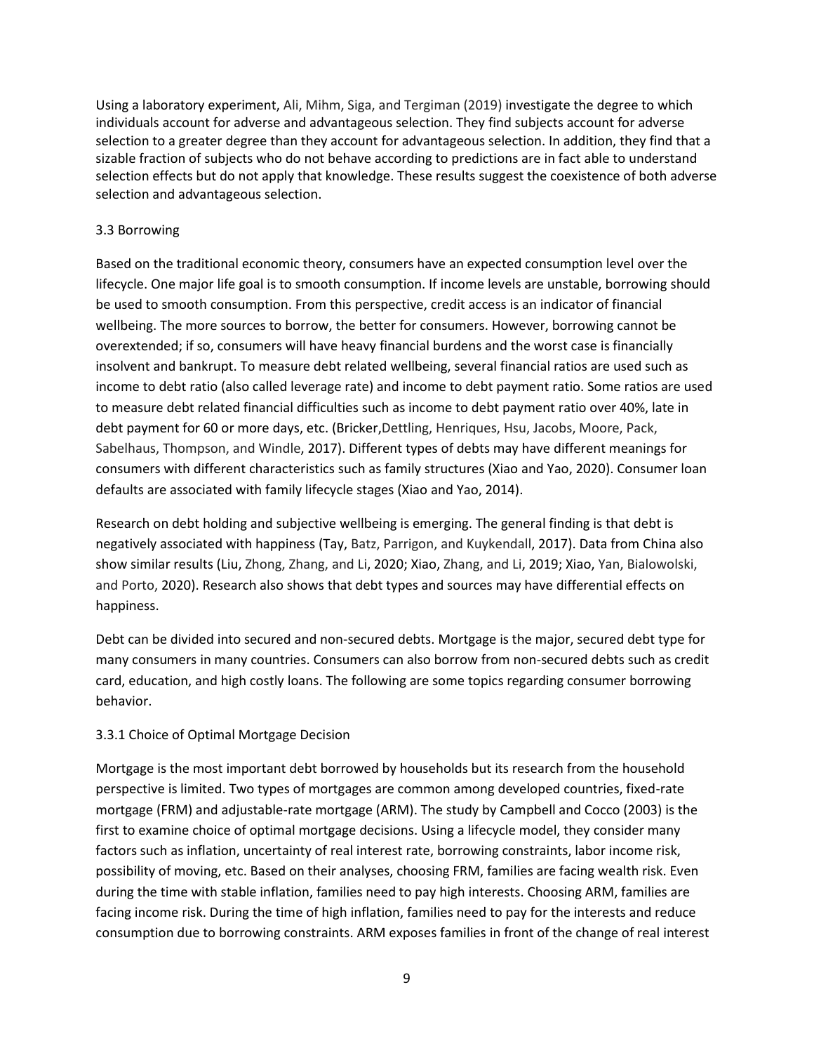Using a laboratory experiment, Ali, Mihm, Siga, and Tergiman (2019) investigate the degree to which individuals account for adverse and advantageous selection. They find subjects account for adverse selection to a greater degree than they account for advantageous selection. In addition, they find that a sizable fraction of subjects who do not behave according to predictions are in fact able to understand selection effects but do not apply that knowledge. These results suggest the coexistence of both adverse selection and advantageous selection.

### 3.3 Borrowing

Based on the traditional economic theory, consumers have an expected consumption level over the lifecycle. One major life goal is to smooth consumption. If income levels are unstable, borrowing should be used to smooth consumption. From this perspective, credit access is an indicator of financial wellbeing. The more sources to borrow, the better for consumers. However, borrowing cannot be overextended; if so, consumers will have heavy financial burdens and the worst case is financially insolvent and bankrupt. To measure debt related wellbeing, several financial ratios are used such as income to debt ratio (also called leverage rate) and income to debt payment ratio. Some ratios are used to measure debt related financial difficulties such as income to debt payment ratio over 40%, late in debt payment for 60 or more days, etc. (Bricker,Dettling, Henriques, Hsu, Jacobs, Moore, Pack, Sabelhaus, Thompson, and Windle, 2017). Different types of debts may have different meanings for consumers with different characteristics such as family structures (Xiao and Yao, 2020). Consumer loan defaults are associated with family lifecycle stages (Xiao and Yao, 2014).

Research on debt holding and subjective wellbeing is emerging. The general finding is that debt is negatively associated with happiness (Tay, Batz, Parrigon, and Kuykendall, 2017). Data from China also show similar results (Liu, Zhong, Zhang, and Li, 2020; Xiao, Zhang, and Li, 2019; Xiao, Yan, Bialowolski, and Porto, 2020). Research also shows that debt types and sources may have differential effects on happiness.

Debt can be divided into secured and non-secured debts. Mortgage is the major, secured debt type for many consumers in many countries. Consumers can also borrow from non-secured debts such as credit card, education, and high costly loans. The following are some topics regarding consumer borrowing behavior.

#### 3.3.1 Choice of Optimal Mortgage Decision

Mortgage is the most important debt borrowed by households but its research from the household perspective is limited. Two types of mortgages are common among developed countries, fixed-rate mortgage (FRM) and adjustable-rate mortgage (ARM). The study by Campbell and Cocco (2003) is the first to examine choice of optimal mortgage decisions. Using a lifecycle model, they consider many factors such as inflation, uncertainty of real interest rate, borrowing constraints, labor income risk, possibility of moving, etc. Based on their analyses, choosing FRM, families are facing wealth risk. Even during the time with stable inflation, families need to pay high interests. Choosing ARM, families are facing income risk. During the time of high inflation, families need to pay for the interests and reduce consumption due to borrowing constraints. ARM exposes families in front of the change of real interest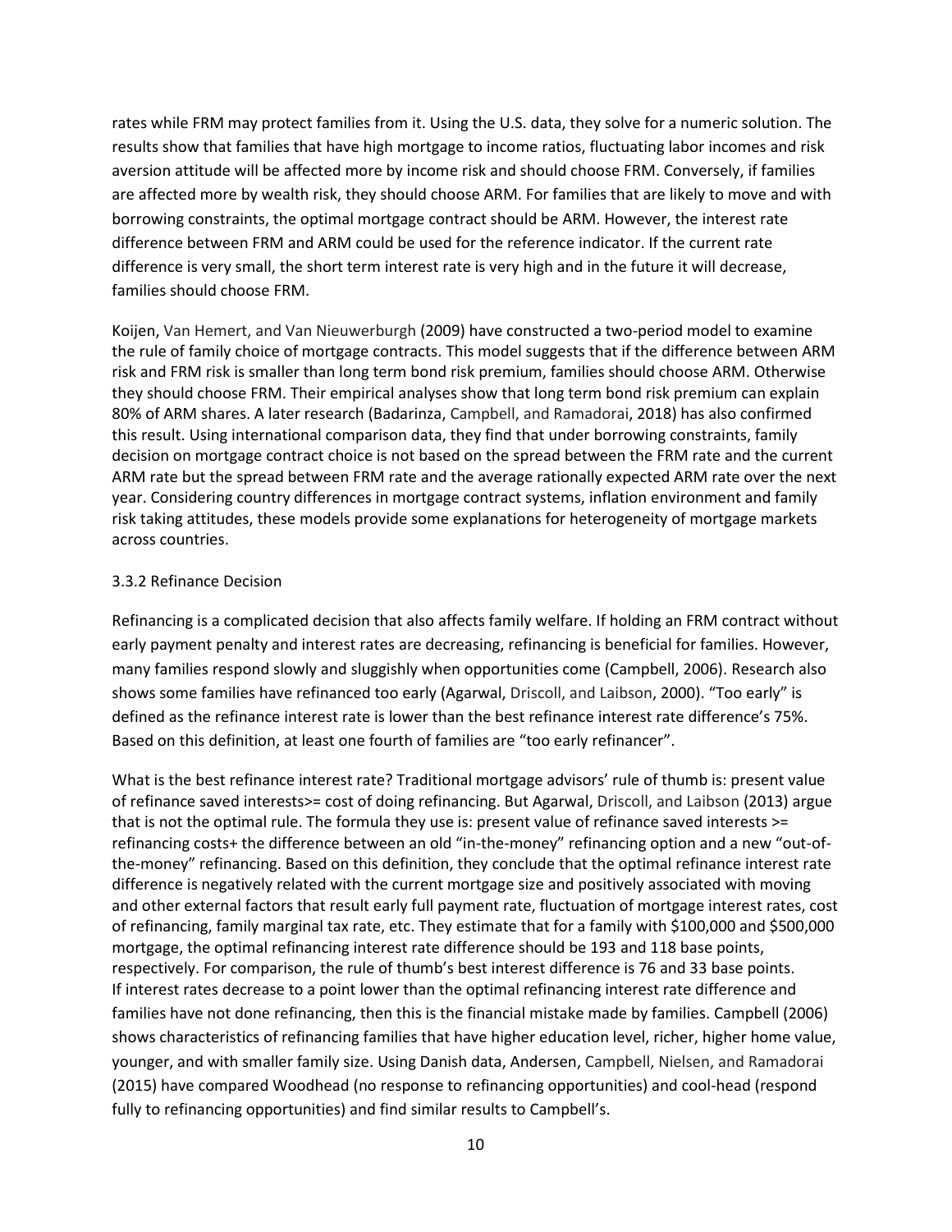rates while FRM may protect families from it. Using the U.S. data, they solve for a numeric solution. The results show that families that have high mortgage to income ratios, fluctuating labor incomes and risk aversion attitude will be affected more by income risk and should choose FRM. Conversely, if families are affected more by wealth risk, they should choose ARM. For families that are likely to move and with borrowing constraints, the optimal mortgage contract should be ARM. However, the interest rate difference between FRM and ARM could be used for the reference indicator. If the current rate difference is very small, the short term interest rate is very high and in the future it will decrease, families should choose FRM.

Koijen, Van Hemert, and Van Nieuwerburgh (2009) have constructed a two-period model to examine the rule of family choice of mortgage contracts. This model suggests that if the difference between ARM risk and FRM risk is smaller than long term bond risk premium, families should choose ARM. Otherwise they should choose FRM. Their empirical analyses show that long term bond risk premium can explain 80% of ARM shares. A later research (Badarinza, Campbell, and Ramadorai, 2018) has also confirmed this result. Using international comparison data, they find that under borrowing constraints, family decision on mortgage contract choice is not based on the spread between the FRM rate and the current ARM rate but the spread between FRM rate and the average rationally expected ARM rate over the next year. Considering country differences in mortgage contract systems, inflation environment and family risk taking attitudes, these models provide some explanations for heterogeneity of mortgage markets across countries.

### 3.3.2 Refinance Decision

Refinancing is a complicated decision that also affects family welfare. If holding an FRM contract without early payment penalty and interest rates are decreasing, refinancing is beneficial for families. However, many families respond slowly and sluggishly when opportunities come (Campbell, 2006). Research also shows some families have refinanced too early (Agarwal, Driscoll, and Laibson, 2000). "Too early" is defined as the refinance interest rate is lower than the best refinance interest rate difference's 75%. Based on this definition, at least one fourth of families are "too early refinancer".

What is the best refinance interest rate? Traditional mortgage advisors' rule of thumb is: present value of refinance saved interests>= cost of doing refinancing. But Agarwal, Driscoll, and Laibson (2013) argue that is not the optimal rule. The formula they use is: present value of refinance saved interests >= refinancing costs+ the difference between an old "in-the-money" refinancing option and a new "out-of-the-money" refinancing. Based on this definition, they conclude that the optimal refinance interest rate difference is negatively related with the current mortgage size and positively associated with moving and other external factors that result early full payment rate, fluctuation of mortgage interest rates, cost of refinancing, family marginal tax rate, etc. They estimate that for a family with $100,000 and $500,000 mortgage, the optimal refinancing interest rate difference should be 193 and 118 base points, respectively. For comparison, the rule of thumb's best interest difference is 76 and 33 base points. If interest rates decrease to a point lower than the optimal refinancing interest rate difference and families have not done refinancing, then this is the financial mistake made by families. Campbell (2006) shows characteristics of refinancing families that have higher education level, richer, higher home value, younger, and with smaller family size. Using Danish data, Andersen, Campbell, Nielsen, and Ramadorai (2015) have compared Woodhead (no response to refinancing opportunities) and cool-head (respond fully to refinancing opportunities) and find similar results to Campbell's.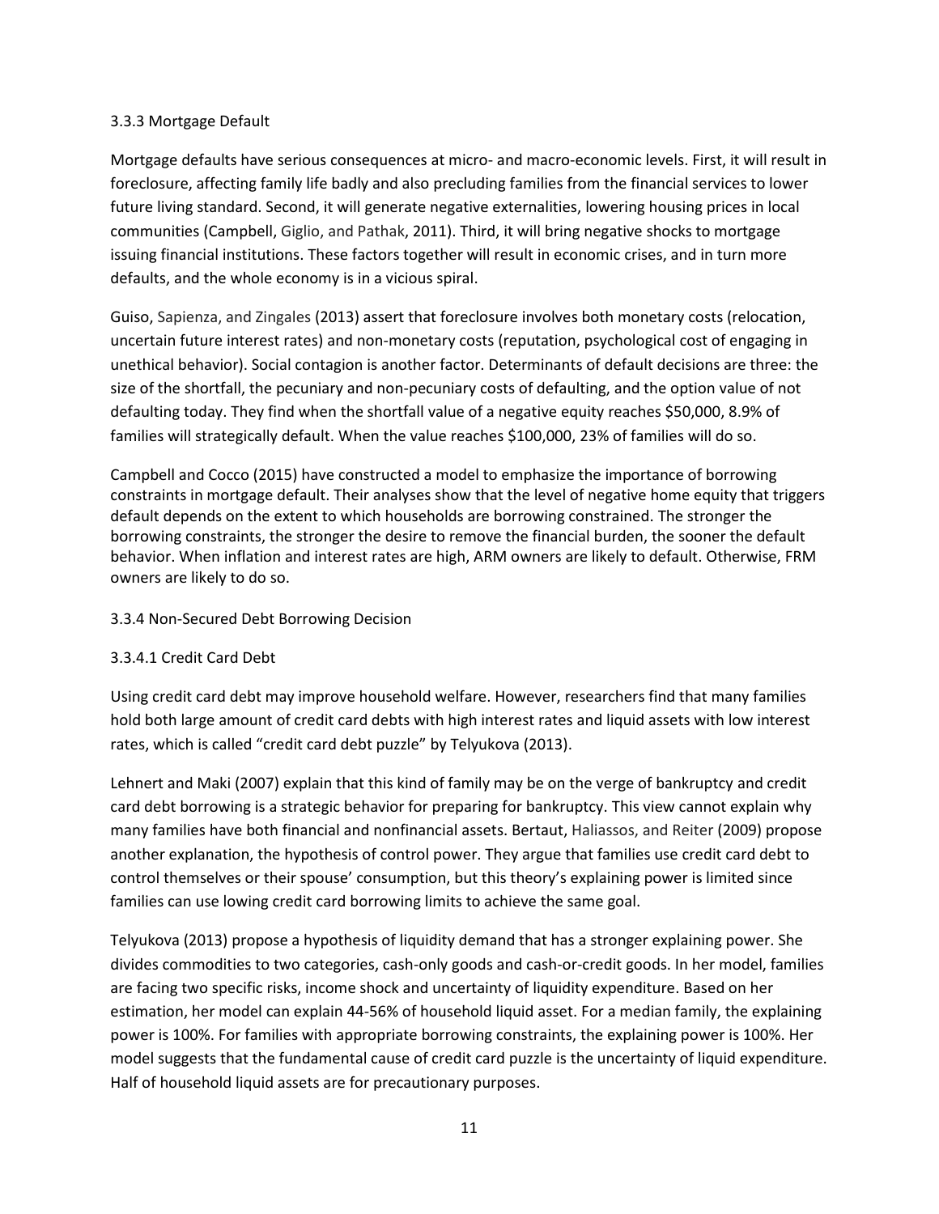#### 3.3.3 Mortgage Default

Mortgage defaults have serious consequences at micro- and macro-economic levels. First, it will result in foreclosure, affecting family life badly and also precluding families from the financial services to lower future living standard. Second, it will generate negative externalities, lowering housing prices in local communities (Campbell, Giglio, and Pathak, 2011). Third, it will bring negative shocks to mortgage issuing financial institutions. These factors together will result in economic crises, and in turn more defaults, and the whole economy is in a vicious spiral.

Guiso, Sapienza, and Zingales (2013) assert that foreclosure involves both monetary costs (relocation, uncertain future interest rates) and non-monetary costs (reputation, psychological cost of engaging in unethical behavior). Social contagion is another factor. Determinants of default decisions are three: the size of the shortfall, the pecuniary and non-pecuniary costs of defaulting, and the option value of not defaulting today. They find when the shortfall value of a negative equity reaches $50,000, 8.9% of families will strategically default. When the value reaches $100,000, 23% of families will do so.

Campbell and Cocco (2015) have constructed a model to emphasize the importance of borrowing constraints in mortgage default. Their analyses show that the level of negative home equity that triggers default depends on the extent to which households are borrowing constrained. The stronger the borrowing constraints, the stronger the desire to remove the financial burden, the sooner the default behavior. When inflation and interest rates are high, ARM owners are likely to default. Otherwise, FRM owners are likely to do so.

#### 3.3.4 Non-Secured Debt Borrowing Decision

##### 3.3.4.1 Credit Card Debt

Using credit card debt may improve household welfare. However, researchers find that many families hold both large amount of credit card debts with high interest rates and liquid assets with low interest rates, which is called “credit card debt puzzle” by Telyukova (2013).

Lehnert and Maki (2007) explain that this kind of family may be on the verge of bankruptcy and credit card debt borrowing is a strategic behavior for preparing for bankruptcy. This view cannot explain why many families have both financial and nonfinancial assets. Bertaut, Haliassos, and Reiter (2009) propose another explanation, the hypothesis of control power. They argue that families use credit card debt to control themselves or their spouse’ consumption, but this theory’s explaining power is limited since families can use lowing credit card borrowing limits to achieve the same goal.

Telyukova (2013) propose a hypothesis of liquidity demand that has a stronger explaining power. She divides commodities to two categories, cash-only goods and cash-or-credit goods. In her model, families are facing two specific risks, income shock and uncertainty of liquidity expenditure. Based on her estimation, her model can explain 44-56% of household liquid asset. For a median family, the explaining power is 100%. For families with appropriate borrowing constraints, the explaining power is 100%. Her model suggests that the fundamental cause of credit card puzzle is the uncertainty of liquid expenditure. Half of household liquid assets are for precautionary purposes.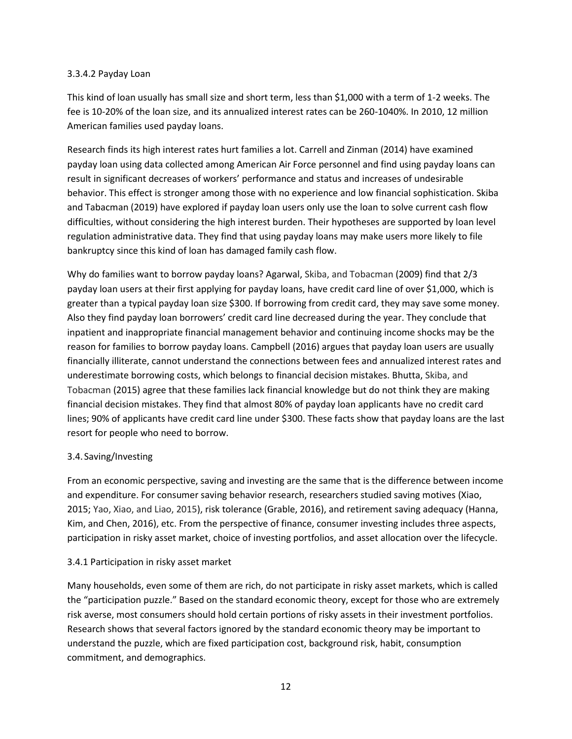#### 3.3.4.2 Payday Loan

This kind of loan usually has small size and short term, less than $1,000 with a term of 1-2 weeks. The fee is 10-20% of the loan size, and its annualized interest rates can be 260-1040%. In 2010, 12 million American families used payday loans.

Research finds its high interest rates hurt families a lot. Carrell and Zinman (2014) have examined payday loan using data collected among American Air Force personnel and find using payday loans can result in significant decreases of workers' performance and status and increases of undesirable behavior. This effect is stronger among those with no experience and low financial sophistication. Skiba and Tabacman (2019) have explored if payday loan users only use the loan to solve current cash flow difficulties, without considering the high interest burden. Their hypotheses are supported by loan level regulation administrative data. They find that using payday loans may make users more likely to file bankruptcy since this kind of loan has damaged family cash flow.

Why do families want to borrow payday loans? Agarwal, Skiba, and Tobacman (2009) find that 2/3 payday loan users at their first applying for payday loans, have credit card line of over $1,000, which is greater than a typical payday loan size $300. If borrowing from credit card, they may save some money. Also they find payday loan borrowers' credit card line decreased during the year. They conclude that inpatient and inappropriate financial management behavior and continuing income shocks may be the reason for families to borrow payday loans. Campbell (2016) argues that payday loan users are usually financially illiterate, cannot understand the connections between fees and annualized interest rates and underestimate borrowing costs, which belongs to financial decision mistakes. Bhutta, Skiba, and Tobacman (2015) agree that these families lack financial knowledge but do not think they are making financial decision mistakes. They find that almost 80% of payday loan applicants have no credit card lines; 90% of applicants have credit card line under $300. These facts show that payday loans are the last resort for people who need to borrow.

## 3.4. Saving/Investing

From an economic perspective, saving and investing are the same that is the difference between income and expenditure. For consumer saving behavior research, researchers studied saving motives (Xiao, 2015; Yao, Xiao, and Liao, 2015), risk tolerance (Grable, 2016), and retirement saving adequacy (Hanna, Kim, and Chen, 2016), etc. From the perspective of finance, consumer investing includes three aspects, participation in risky asset market, choice of investing portfolios, and asset allocation over the lifecycle.

### 3.4.1 Participation in risky asset market

Many households, even some of them are rich, do not participate in risky asset markets, which is called the "participation puzzle." Based on the standard economic theory, except for those who are extremely risk averse, most consumers should hold certain portions of risky assets in their investment portfolios. Research shows that several factors ignored by the standard economic theory may be important to understand the puzzle, which are fixed participation cost, background risk, habit, consumption commitment, and demographics.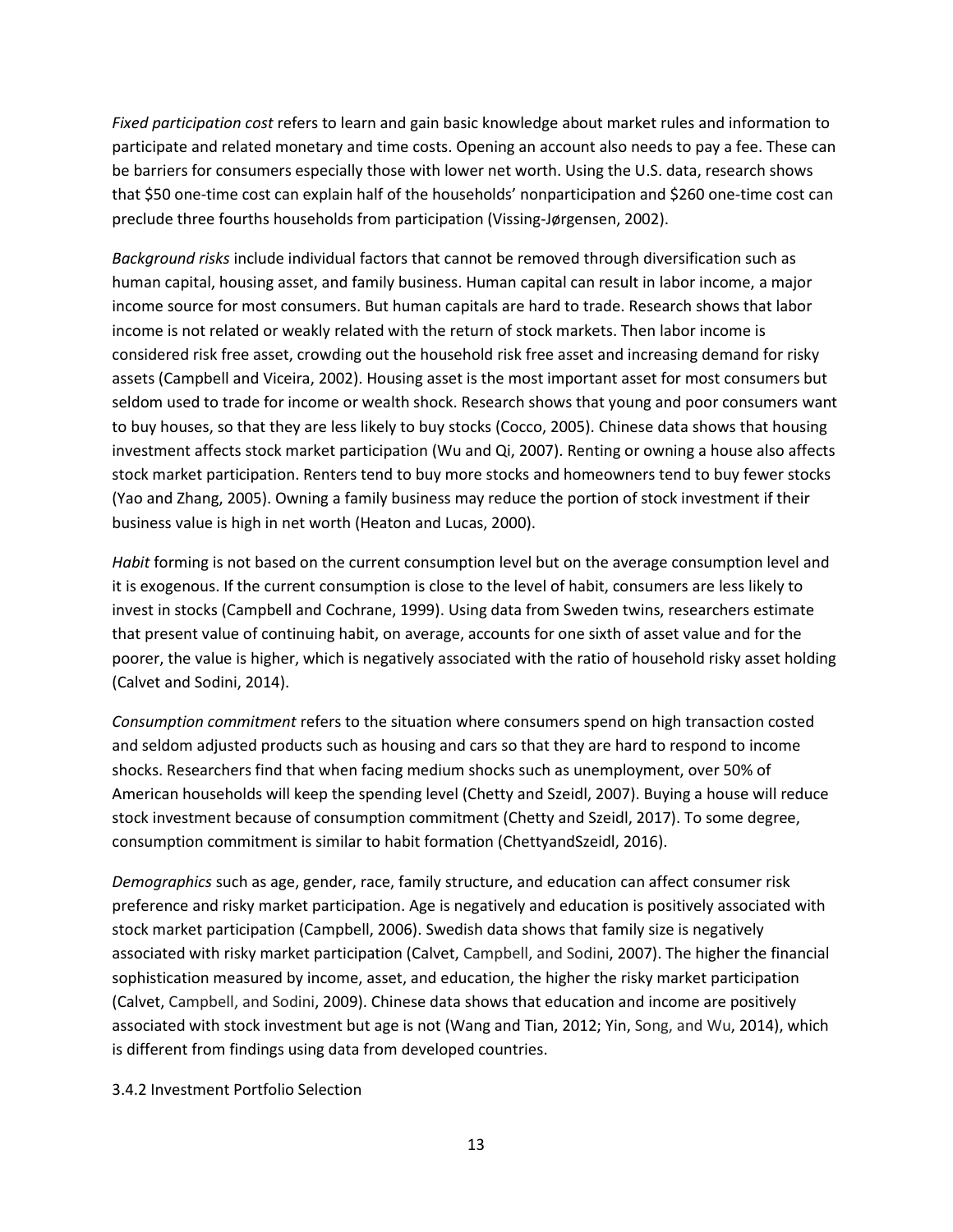*Fixed participation cost* refers to learn and gain basic knowledge about market rules and information to participate and related monetary and time costs. Opening an account also needs to pay a fee. These can be barriers for consumers especially those with lower net worth. Using the U.S. data, research shows that $50 one-time cost can explain half of the households' nonparticipation and $260 one-time cost can preclude three fourths households from participation (Vissing-Jørgensen, 2002).

*Background risks* include individual factors that cannot be removed through diversification such as human capital, housing asset, and family business. Human capital can result in labor income, a major income source for most consumers. But human capitals are hard to trade. Research shows that labor income is not related or weakly related with the return of stock markets. Then labor income is considered risk free asset, crowding out the household risk free asset and increasing demand for risky assets (Campbell and Viceira, 2002). Housing asset is the most important asset for most consumers but seldom used to trade for income or wealth shock. Research shows that young and poor consumers want to buy houses, so that they are less likely to buy stocks (Cocco, 2005). Chinese data shows that housing investment affects stock market participation (Wu and Qi, 2007). Renting or owning a house also affects stock market participation. Renters tend to buy more stocks and homeowners tend to buy fewer stocks (Yao and Zhang, 2005). Owning a family business may reduce the portion of stock investment if their business value is high in net worth (Heaton and Lucas, 2000).

*Habit* forming is not based on the current consumption level but on the average consumption level and it is exogenous. If the current consumption is close to the level of habit, consumers are less likely to invest in stocks (Campbell and Cochrane, 1999). Using data from Sweden twins, researchers estimate that present value of continuing habit, on average, accounts for one sixth of asset value and for the poorer, the value is higher, which is negatively associated with the ratio of household risky asset holding (Calvet and Sodini, 2014).

*Consumption commitment* refers to the situation where consumers spend on high transaction costed and seldom adjusted products such as housing and cars so that they are hard to respond to income shocks. Researchers find that when facing medium shocks such as unemployment, over 50% of American households will keep the spending level (Chetty and Szeidl, 2007). Buying a house will reduce stock investment because of consumption commitment (Chetty and Szeidl, 2017). To some degree, consumption commitment is similar to habit formation (ChettyandSzeidl, 2016).

*Demographics* such as age, gender, race, family structure, and education can affect consumer risk preference and risky market participation. Age is negatively and education is positively associated with stock market participation (Campbell, 2006). Swedish data shows that family size is negatively associated with risky market participation (Calvet, Campbell, and Sodini, 2007). The higher the financial sophistication measured by income, asset, and education, the higher the risky market participation (Calvet, Campbell, and Sodini, 2009). Chinese data shows that education and income are positively associated with stock investment but age is not (Wang and Tian, 2012; Yin, Song, and Wu, 2014), which is different from findings using data from developed countries.

### 3.4.2 Investment Portfolio Selection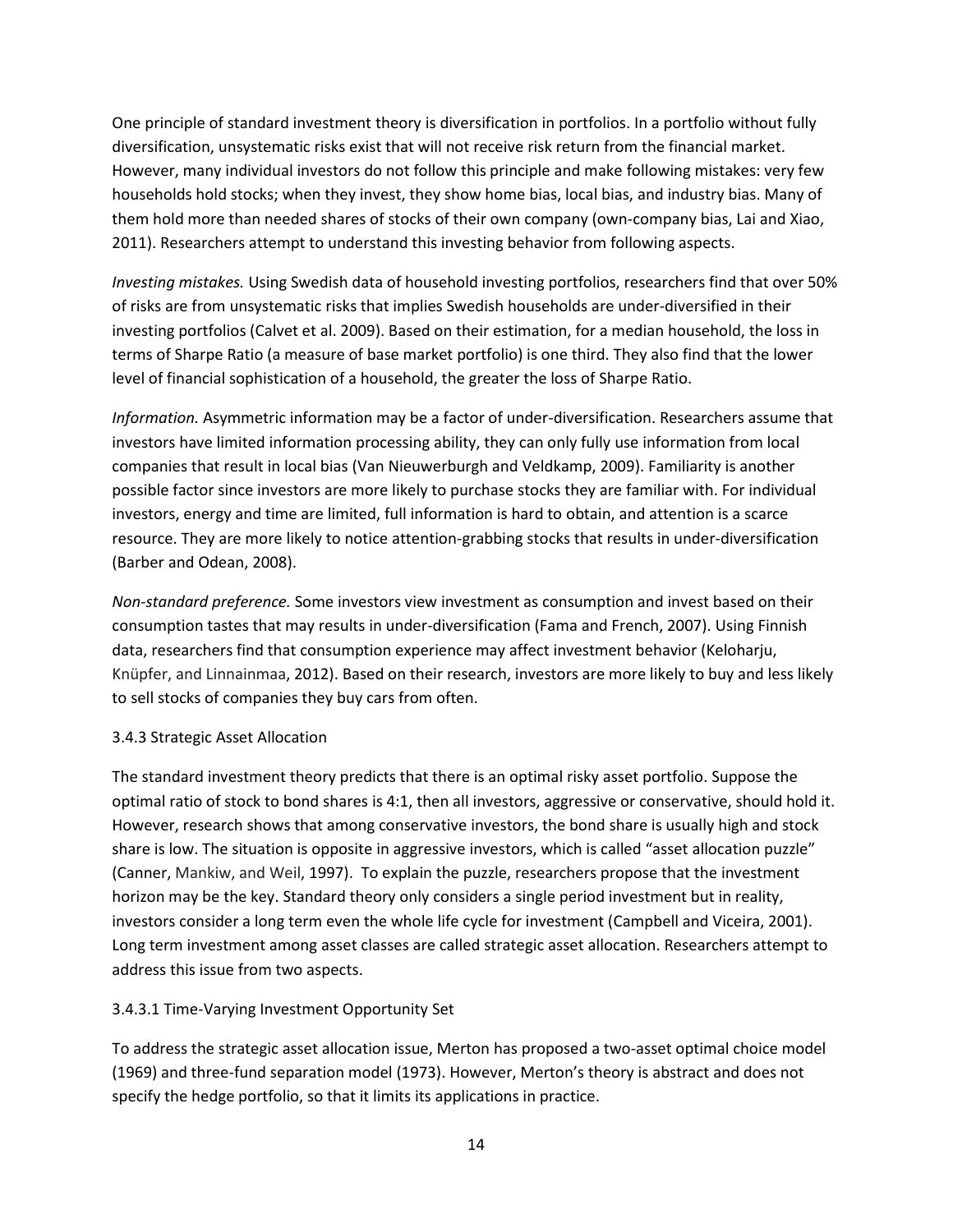One principle of standard investment theory is diversification in portfolios. In a portfolio without fully diversification, unsystematic risks exist that will not receive risk return from the financial market. However, many individual investors do not follow this principle and make following mistakes: very few households hold stocks; when they invest, they show home bias, local bias, and industry bias. Many of them hold more than needed shares of stocks of their own company (own-company bias, Lai and Xiao, 2011). Researchers attempt to understand this investing behavior from following aspects.

*Investing mistakes.* Using Swedish data of household investing portfolios, researchers find that over 50% of risks are from unsystematic risks that implies Swedish households are under-diversified in their investing portfolios (Calvet et al. 2009). Based on their estimation, for a median household, the loss in terms of Sharpe Ratio (a measure of base market portfolio) is one third. They also find that the lower level of financial sophistication of a household, the greater the loss of Sharpe Ratio.

*Information.* Asymmetric information may be a factor of under-diversification. Researchers assume that investors have limited information processing ability, they can only fully use information from local companies that result in local bias (Van Nieuwerburgh and Veldkamp, 2009). Familiarity is another possible factor since investors are more likely to purchase stocks they are familiar with. For individual investors, energy and time are limited, full information is hard to obtain, and attention is a scarce resource. They are more likely to notice attention-grabbing stocks that results in under-diversification (Barber and Odean, 2008).

*Non-standard preference.* Some investors view investment as consumption and invest based on their consumption tastes that may results in under-diversification (Fama and French, 2007). Using Finnish data, researchers find that consumption experience may affect investment behavior (Keloharju, Knüpfer, and Linnainmaa, 2012). Based on their research, investors are more likely to buy and less likely to sell stocks of companies they buy cars from often.

### 3.4.3 Strategic Asset Allocation

The standard investment theory predicts that there is an optimal risky asset portfolio. Suppose the optimal ratio of stock to bond shares is 4:1, then all investors, aggressive or conservative, should hold it. However, research shows that among conservative investors, the bond share is usually high and stock share is low. The situation is opposite in aggressive investors, which is called "asset allocation puzzle" (Canner, Mankiw, and Weil, 1997). To explain the puzzle, researchers propose that the investment horizon may be the key. Standard theory only considers a single period investment but in reality, investors consider a long term even the whole life cycle for investment (Campbell and Viceira, 2001). Long term investment among asset classes are called strategic asset allocation. Researchers attempt to address this issue from two aspects.

#### 3.4.3.1 Time-Varying Investment Opportunity Set

To address the strategic asset allocation issue, Merton has proposed a two-asset optimal choice model (1969) and three-fund separation model (1973). However, Merton's theory is abstract and does not specify the hedge portfolio, so that it limits its applications in practice.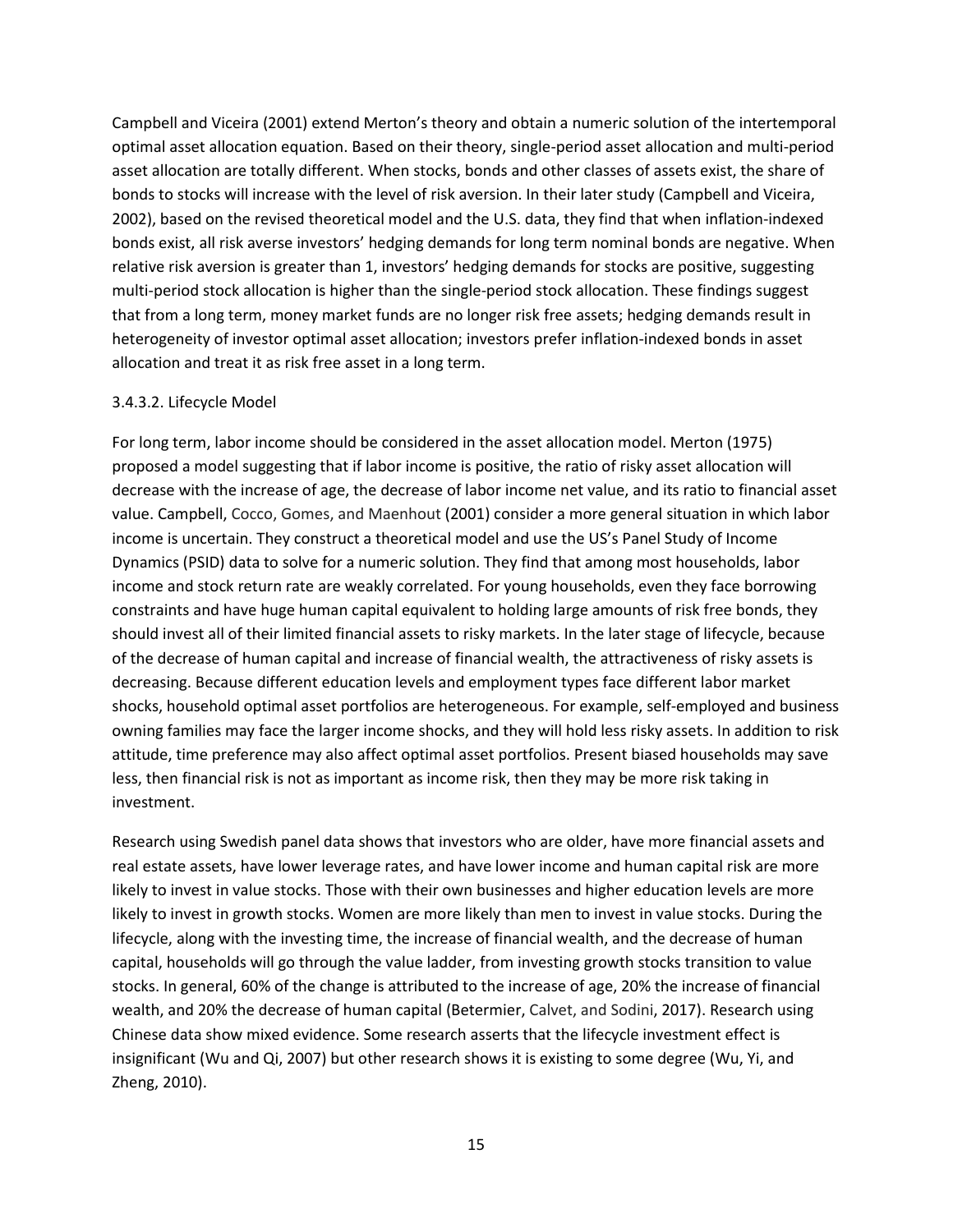Campbell and Viceira (2001) extend Merton's theory and obtain a numeric solution of the intertemporal optimal asset allocation equation. Based on their theory, single-period asset allocation and multi-period asset allocation are totally different. When stocks, bonds and other classes of assets exist, the share of bonds to stocks will increase with the level of risk aversion. In their later study (Campbell and Viceira, 2002), based on the revised theoretical model and the U.S. data, they find that when inflation-indexed bonds exist, all risk averse investors' hedging demands for long term nominal bonds are negative. When relative risk aversion is greater than 1, investors' hedging demands for stocks are positive, suggesting multi-period stock allocation is higher than the single-period stock allocation. These findings suggest that from a long term, money market funds are no longer risk free assets; hedging demands result in heterogeneity of investor optimal asset allocation; investors prefer inflation-indexed bonds in asset allocation and treat it as risk free asset in a long term.

#### 3.4.3.2. Lifecycle Model

For long term, labor income should be considered in the asset allocation model. Merton (1975) proposed a model suggesting that if labor income is positive, the ratio of risky asset allocation will decrease with the increase of age, the decrease of labor income net value, and its ratio to financial asset value. Campbell, Cocco, Gomes, and Maenhout (2001) consider a more general situation in which labor income is uncertain. They construct a theoretical model and use the US's Panel Study of Income Dynamics (PSID) data to solve for a numeric solution. They find that among most households, labor income and stock return rate are weakly correlated. For young households, even they face borrowing constraints and have huge human capital equivalent to holding large amounts of risk free bonds, they should invest all of their limited financial assets to risky markets. In the later stage of lifecycle, because of the decrease of human capital and increase of financial wealth, the attractiveness of risky assets is decreasing. Because different education levels and employment types face different labor market shocks, household optimal asset portfolios are heterogeneous. For example, self-employed and business owning families may face the larger income shocks, and they will hold less risky assets. In addition to risk attitude, time preference may also affect optimal asset portfolios. Present biased households may save less, then financial risk is not as important as income risk, then they may be more risk taking in investment.

Research using Swedish panel data shows that investors who are older, have more financial assets and real estate assets, have lower leverage rates, and have lower income and human capital risk are more likely to invest in value stocks. Those with their own businesses and higher education levels are more likely to invest in growth stocks. Women are more likely than men to invest in value stocks. During the lifecycle, along with the investing time, the increase of financial wealth, and the decrease of human capital, households will go through the value ladder, from investing growth stocks transition to value stocks. In general, 60% of the change is attributed to the increase of age, 20% the increase of financial wealth, and 20% the decrease of human capital (Betermier, Calvet, and Sodini, 2017). Research using Chinese data show mixed evidence. Some research asserts that the lifecycle investment effect is insignificant (Wu and Qi, 2007) but other research shows it is existing to some degree (Wu, Yi, and Zheng, 2010).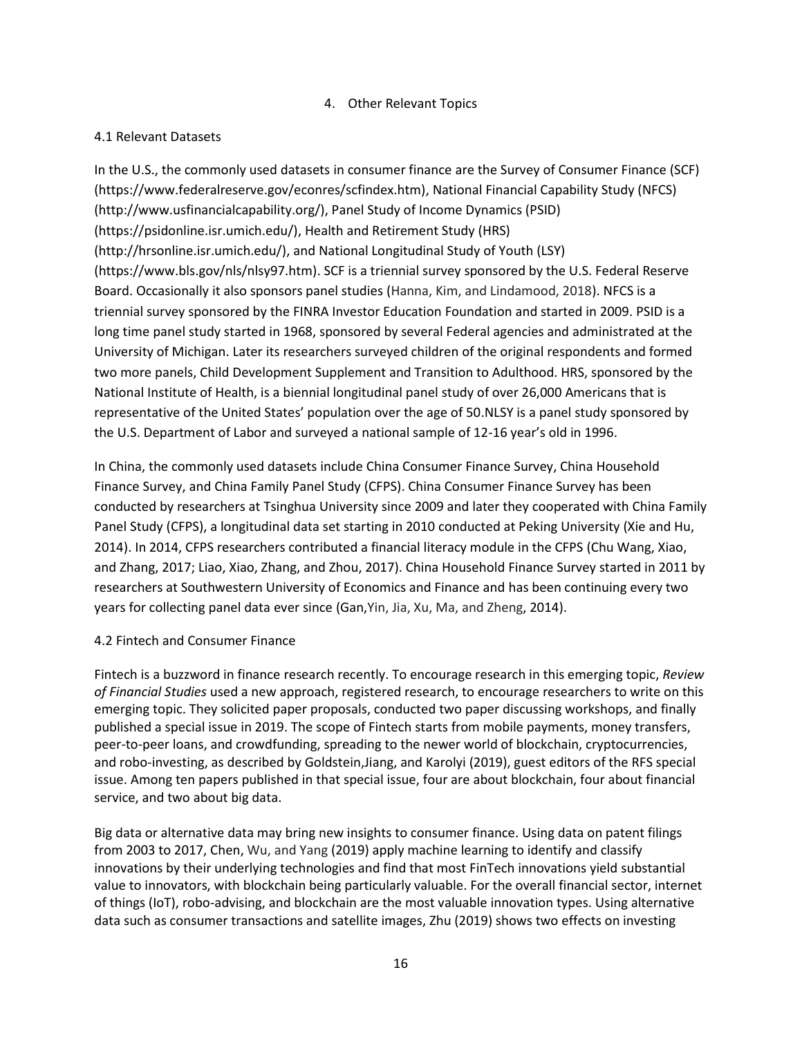# 4. Other Relevant Topics

## 4.1 Relevant Datasets

In the U.S., the commonly used datasets in consumer finance are the Survey of Consumer Finance (SCF) (https://www.federalreserve.gov/econres/scfindex.htm), National Financial Capability Study (NFCS) (http://www.usfinancialcapability.org/), Panel Study of Income Dynamics (PSID) (https://psidonline.isr.umich.edu/), Health and Retirement Study (HRS) (http://hrsonline.isr.umich.edu/), and National Longitudinal Study of Youth (LSY) (https://www.bls.gov/nls/nlsy97.htm). SCF is a triennial survey sponsored by the U.S. Federal Reserve Board. Occasionally it also sponsors panel studies (Hanna, Kim, and Lindamood, 2018). NFCS is a triennial survey sponsored by the FINRA Investor Education Foundation and started in 2009. PSID is a long time panel study started in 1968, sponsored by several Federal agencies and administrated at the University of Michigan. Later its researchers surveyed children of the original respondents and formed two more panels, Child Development Supplement and Transition to Adulthood. HRS, sponsored by the National Institute of Health, is a biennial longitudinal panel study of over 26,000 Americans that is representative of the United States' population over the age of 50.NLSY is a panel study sponsored by the U.S. Department of Labor and surveyed a national sample of 12-16 year's old in 1996.

In China, the commonly used datasets include China Consumer Finance Survey, China Household Finance Survey, and China Family Panel Study (CFPS). China Consumer Finance Survey has been conducted by researchers at Tsinghua University since 2009 and later they cooperated with China Family Panel Study (CFPS), a longitudinal data set starting in 2010 conducted at Peking University (Xie and Hu, 2014). In 2014, CFPS researchers contributed a financial literacy module in the CFPS (Chu Wang, Xiao, and Zhang, 2017; Liao, Xiao, Zhang, and Zhou, 2017). China Household Finance Survey started in 2011 by researchers at Southwestern University of Economics and Finance and has been continuing every two years for collecting panel data ever since (Gan,Yin, Jia, Xu, Ma, and Zheng, 2014).

## 4.2 Fintech and Consumer Finance

Fintech is a buzzword in finance research recently. To encourage research in this emerging topic, *Review of Financial Studies* used a new approach, registered research, to encourage researchers to write on this emerging topic. They solicited paper proposals, conducted two paper discussing workshops, and finally published a special issue in 2019. The scope of Fintech starts from mobile payments, money transfers, peer-to-peer loans, and crowdfunding, spreading to the newer world of blockchain, cryptocurrencies, and robo-investing, as described by Goldstein,Jiang, and Karolyi (2019), guest editors of the RFS special issue. Among ten papers published in that special issue, four are about blockchain, four about financial service, and two about big data.

Big data or alternative data may bring new insights to consumer finance. Using data on patent filings from 2003 to 2017, Chen, Wu, and Yang (2019) apply machine learning to identify and classify innovations by their underlying technologies and find that most FinTech innovations yield substantial value to innovators, with blockchain being particularly valuable. For the overall financial sector, internet of things (IoT), robo-advising, and blockchain are the most valuable innovation types. Using alternative data such as consumer transactions and satellite images, Zhu (2019) shows two effects on investing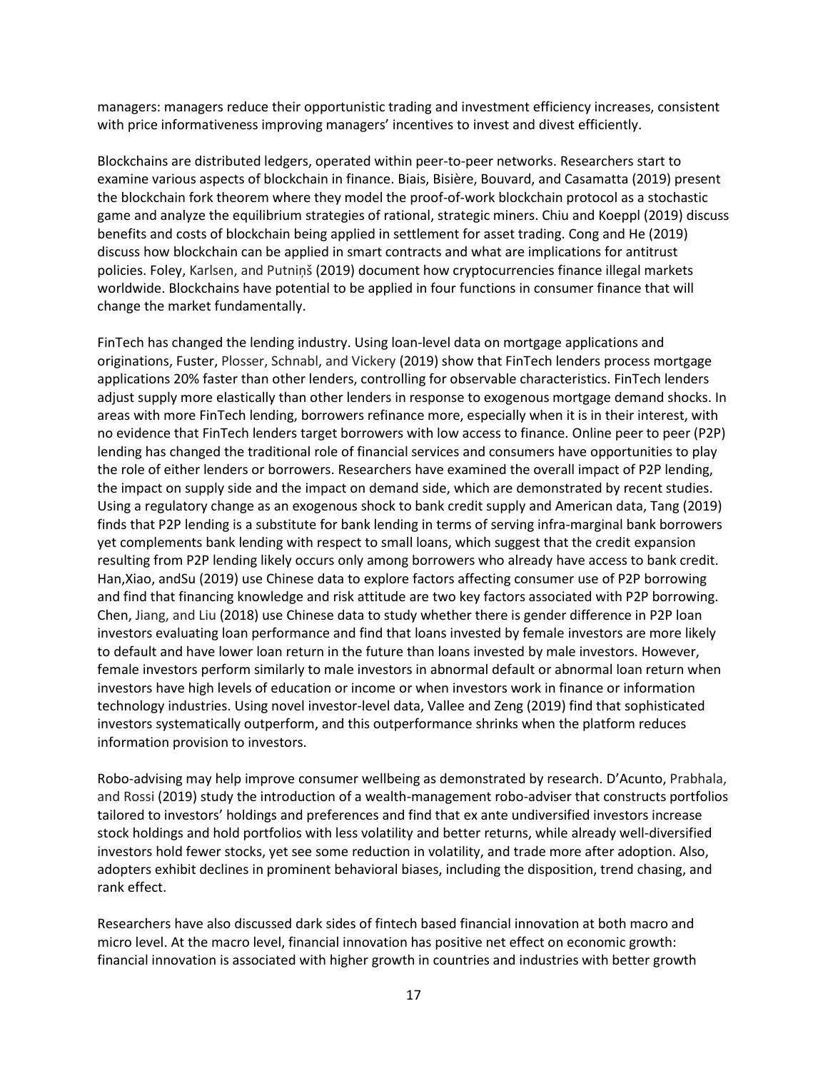managers: managers reduce their opportunistic trading and investment efficiency increases, consistent with price informativeness improving managers' incentives to invest and divest efficiently.

Blockchains are distributed ledgers, operated within peer-to-peer networks. Researchers start to examine various aspects of blockchain in finance. Biais, Bisière, Bouvard, and Casamatta (2019) present the blockchain fork theorem where they model the proof-of-work blockchain protocol as a stochastic game and analyze the equilibrium strategies of rational, strategic miners. Chiu and Koeppl (2019) discuss benefits and costs of blockchain being applied in settlement for asset trading. Cong and He (2019) discuss how blockchain can be applied in smart contracts and what are implications for antitrust policies. Foley, Karlsen, and Putniņš (2019) document how cryptocurrencies finance illegal markets worldwide. Blockchains have potential to be applied in four functions in consumer finance that will change the market fundamentally.

FinTech has changed the lending industry. Using loan-level data on mortgage applications and originations, Fuster, Plosser, Schnabl, and Vickery (2019) show that FinTech lenders process mortgage applications 20% faster than other lenders, controlling for observable characteristics. FinTech lenders adjust supply more elastically than other lenders in response to exogenous mortgage demand shocks. In areas with more FinTech lending, borrowers refinance more, especially when it is in their interest, with no evidence that FinTech lenders target borrowers with low access to finance. Online peer to peer (P2P) lending has changed the traditional role of financial services and consumers have opportunities to play the role of either lenders or borrowers. Researchers have examined the overall impact of P2P lending, the impact on supply side and the impact on demand side, which are demonstrated by recent studies. Using a regulatory change as an exogenous shock to bank credit supply and American data, Tang (2019) finds that P2P lending is a substitute for bank lending in terms of serving infra-marginal bank borrowers yet complements bank lending with respect to small loans, which suggest that the credit expansion resulting from P2P lending likely occurs only among borrowers who already have access to bank credit. Han,Xiao, andSu (2019) use Chinese data to explore factors affecting consumer use of P2P borrowing and find that financing knowledge and risk attitude are two key factors associated with P2P borrowing. Chen, Jiang, and Liu (2018) use Chinese data to study whether there is gender difference in P2P loan investors evaluating loan performance and find that loans invested by female investors are more likely to default and have lower loan return in the future than loans invested by male investors. However, female investors perform similarly to male investors in abnormal default or abnormal loan return when investors have high levels of education or income or when investors work in finance or information technology industries. Using novel investor-level data, Vallee and Zeng (2019) find that sophisticated investors systematically outperform, and this outperformance shrinks when the platform reduces information provision to investors.

Robo-advising may help improve consumer wellbeing as demonstrated by research. D'Acunto, Prabhala, and Rossi (2019) study the introduction of a wealth-management robo-adviser that constructs portfolios tailored to investors' holdings and preferences and find that ex ante undiversified investors increase stock holdings and hold portfolios with less volatility and better returns, while already well-diversified investors hold fewer stocks, yet see some reduction in volatility, and trade more after adoption. Also, adopters exhibit declines in prominent behavioral biases, including the disposition, trend chasing, and rank effect.

Researchers have also discussed dark sides of fintech based financial innovation at both macro and micro level. At the macro level, financial innovation has positive net effect on economic growth: financial innovation is associated with higher growth in countries and industries with better growth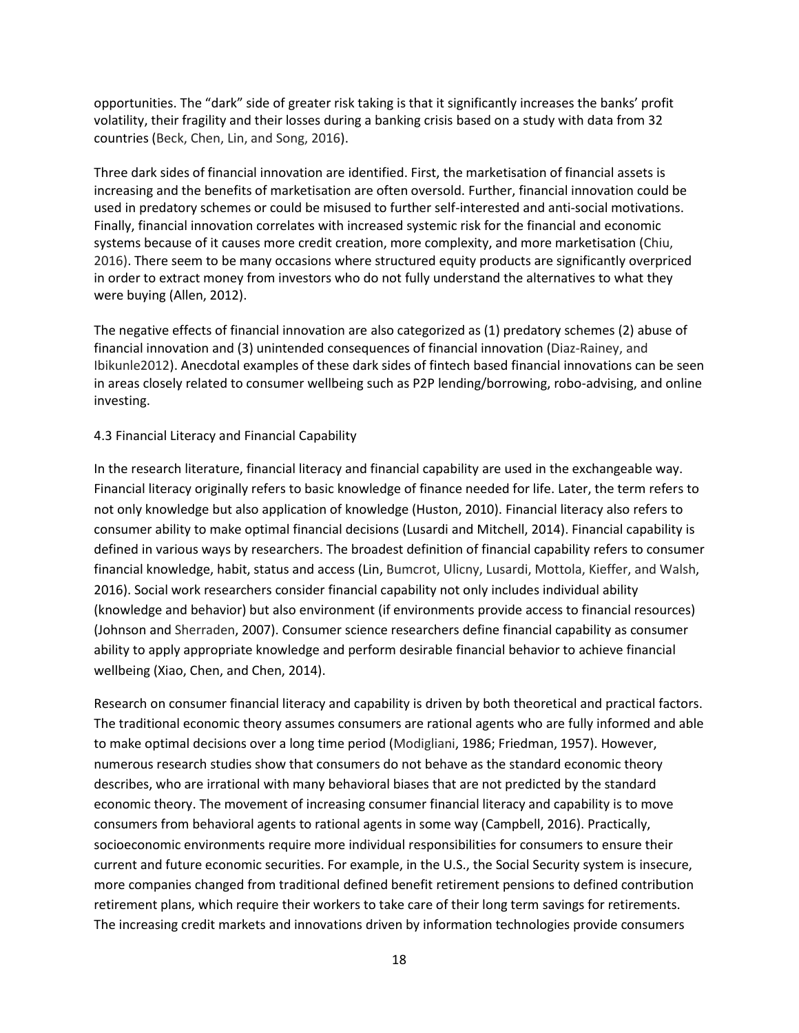opportunities. The "dark" side of greater risk taking is that it significantly increases the banks' profit volatility, their fragility and their losses during a banking crisis based on a study with data from 32 countries (Beck, Chen, Lin, and Song, 2016).

Three dark sides of financial innovation are identified. First, the marketisation of financial assets is increasing and the benefits of marketisation are often oversold. Further, financial innovation could be used in predatory schemes or could be misused to further self-interested and anti-social motivations. Finally, financial innovation correlates with increased systemic risk for the financial and economic systems because of it causes more credit creation, more complexity, and more marketisation (Chiu, 2016). There seem to be many occasions where structured equity products are significantly overpriced in order to extract money from investors who do not fully understand the alternatives to what they were buying (Allen, 2012).

The negative effects of financial innovation are also categorized as (1) predatory schemes (2) abuse of financial innovation and (3) unintended consequences of financial innovation (Diaz-Rainey, and Ibikunle2012). Anecdotal examples of these dark sides of fintech based financial innovations can be seen in areas closely related to consumer wellbeing such as P2P lending/borrowing, robo-advising, and online investing.

### 4.3 Financial Literacy and Financial Capability

In the research literature, financial literacy and financial capability are used in the exchangeable way. Financial literacy originally refers to basic knowledge of finance needed for life. Later, the term refers to not only knowledge but also application of knowledge (Huston, 2010). Financial literacy also refers to consumer ability to make optimal financial decisions (Lusardi and Mitchell, 2014). Financial capability is defined in various ways by researchers. The broadest definition of financial capability refers to consumer financial knowledge, habit, status and access (Lin, Bumcrot, Ulicny, Lusardi, Mottola, Kieffer, and Walsh, 2016). Social work researchers consider financial capability not only includes individual ability (knowledge and behavior) but also environment (if environments provide access to financial resources) (Johnson and Sherraden, 2007). Consumer science researchers define financial capability as consumer ability to apply appropriate knowledge and perform desirable financial behavior to achieve financial wellbeing (Xiao, Chen, and Chen, 2014).

Research on consumer financial literacy and capability is driven by both theoretical and practical factors. The traditional economic theory assumes consumers are rational agents who are fully informed and able to make optimal decisions over a long time period (Modigliani, 1986; Friedman, 1957). However, numerous research studies show that consumers do not behave as the standard economic theory describes, who are irrational with many behavioral biases that are not predicted by the standard economic theory. The movement of increasing consumer financial literacy and capability is to move consumers from behavioral agents to rational agents in some way (Campbell, 2016). Practically, socioeconomic environments require more individual responsibilities for consumers to ensure their current and future economic securities. For example, in the U.S., the Social Security system is insecure, more companies changed from traditional defined benefit retirement pensions to defined contribution retirement plans, which require their workers to take care of their long term savings for retirements. The increasing credit markets and innovations driven by information technologies provide consumers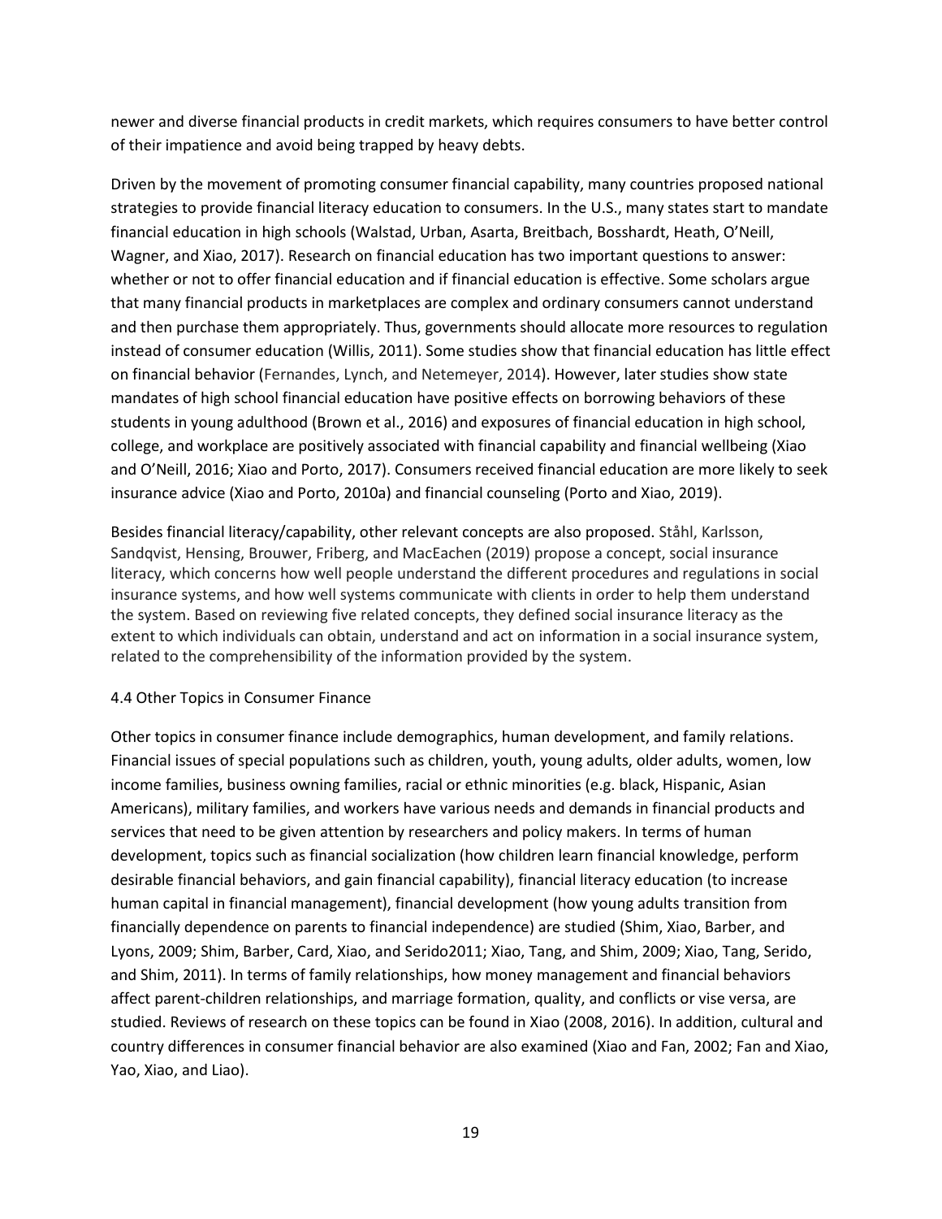newer and diverse financial products in credit markets, which requires consumers to have better control of their impatience and avoid being trapped by heavy debts.

Driven by the movement of promoting consumer financial capability, many countries proposed national strategies to provide financial literacy education to consumers. In the U.S., many states start to mandate financial education in high schools (Walstad, Urban, Asarta, Breitbach, Bosshardt, Heath, O'Neill, Wagner, and Xiao, 2017). Research on financial education has two important questions to answer: whether or not to offer financial education and if financial education is effective. Some scholars argue that many financial products in marketplaces are complex and ordinary consumers cannot understand and then purchase them appropriately. Thus, governments should allocate more resources to regulation instead of consumer education (Willis, 2011). Some studies show that financial education has little effect on financial behavior (Fernandes, Lynch, and Netemeyer, 2014). However, later studies show state mandates of high school financial education have positive effects on borrowing behaviors of these students in young adulthood (Brown et al., 2016) and exposures of financial education in high school, college, and workplace are positively associated with financial capability and financial wellbeing (Xiao and O'Neill, 2016; Xiao and Porto, 2017). Consumers received financial education are more likely to seek insurance advice (Xiao and Porto, 2010a) and financial counseling (Porto and Xiao, 2019).

Besides financial literacy/capability, other relevant concepts are also proposed. Ståhl, Karlsson, Sandqvist, Hensing, Brouwer, Friberg, and MacEachen (2019) propose a concept, social insurance literacy, which concerns how well people understand the different procedures and regulations in social insurance systems, and how well systems communicate with clients in order to help them understand the system. Based on reviewing five related concepts, they defined social insurance literacy as the extent to which individuals can obtain, understand and act on information in a social insurance system, related to the comprehensibility of the information provided by the system.

### 4.4 Other Topics in Consumer Finance

Other topics in consumer finance include demographics, human development, and family relations. Financial issues of special populations such as children, youth, young adults, older adults, women, low income families, business owning families, racial or ethnic minorities (e.g. black, Hispanic, Asian Americans), military families, and workers have various needs and demands in financial products and services that need to be given attention by researchers and policy makers. In terms of human development, topics such as financial socialization (how children learn financial knowledge, perform desirable financial behaviors, and gain financial capability), financial literacy education (to increase human capital in financial management), financial development (how young adults transition from financially dependence on parents to financial independence) are studied (Shim, Xiao, Barber, and Lyons, 2009; Shim, Barber, Card, Xiao, and Serido2011; Xiao, Tang, and Shim, 2009; Xiao, Tang, Serido, and Shim, 2011). In terms of family relationships, how money management and financial behaviors affect parent-children relationships, and marriage formation, quality, and conflicts or vise versa, are studied. Reviews of research on these topics can be found in Xiao (2008, 2016). In addition, cultural and country differences in consumer financial behavior are also examined (Xiao and Fan, 2002; Fan and Xiao, Yao, Xiao, and Liao).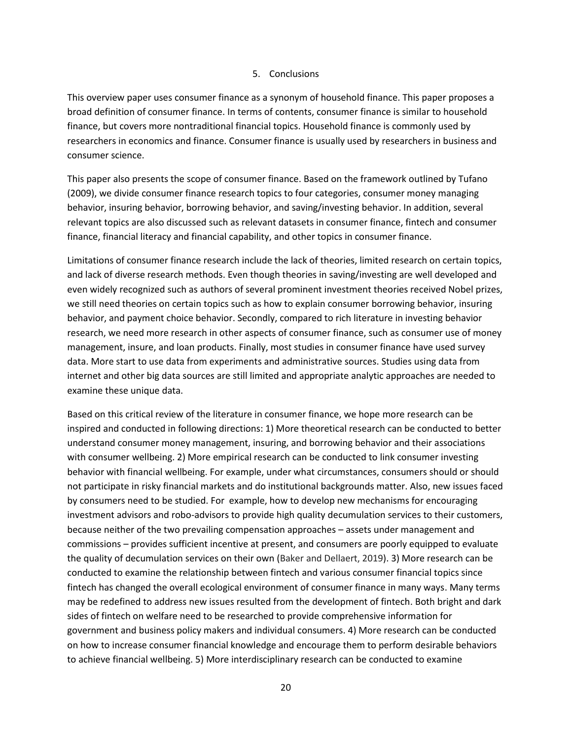## 5. Conclusions

This overview paper uses consumer finance as a synonym of household finance. This paper proposes a broad definition of consumer finance. In terms of contents, consumer finance is similar to household finance, but covers more nontraditional financial topics. Household finance is commonly used by researchers in economics and finance. Consumer finance is usually used by researchers in business and consumer science.

This paper also presents the scope of consumer finance. Based on the framework outlined by Tufano (2009), we divide consumer finance research topics to four categories, consumer money managing behavior, insuring behavior, borrowing behavior, and saving/investing behavior. In addition, several relevant topics are also discussed such as relevant datasets in consumer finance, fintech and consumer finance, financial literacy and financial capability, and other topics in consumer finance.

Limitations of consumer finance research include the lack of theories, limited research on certain topics, and lack of diverse research methods. Even though theories in saving/investing are well developed and even widely recognized such as authors of several prominent investment theories received Nobel prizes, we still need theories on certain topics such as how to explain consumer borrowing behavior, insuring behavior, and payment choice behavior. Secondly, compared to rich literature in investing behavior research, we need more research in other aspects of consumer finance, such as consumer use of money management, insure, and loan products. Finally, most studies in consumer finance have used survey data. More start to use data from experiments and administrative sources. Studies using data from internet and other big data sources are still limited and appropriate analytic approaches are needed to examine these unique data.

Based on this critical review of the literature in consumer finance, we hope more research can be inspired and conducted in following directions: 1) More theoretical research can be conducted to better understand consumer money management, insuring, and borrowing behavior and their associations with consumer wellbeing. 2) More empirical research can be conducted to link consumer investing behavior with financial wellbeing. For example, under what circumstances, consumers should or should not participate in risky financial markets and do institutional backgrounds matter. Also, new issues faced by consumers need to be studied. For example, how to develop new mechanisms for encouraging investment advisors and robo-advisors to provide high quality decumulation services to their customers, because neither of the two prevailing compensation approaches – assets under management and commissions – provides sufficient incentive at present, and consumers are poorly equipped to evaluate the quality of decumulation services on their own (Baker and Dellaert, 2019). 3) More research can be conducted to examine the relationship between fintech and various consumer financial topics since fintech has changed the overall ecological environment of consumer finance in many ways. Many terms may be redefined to address new issues resulted from the development of fintech. Both bright and dark sides of fintech on welfare need to be researched to provide comprehensive information for government and business policy makers and individual consumers. 4) More research can be conducted on how to increase consumer financial knowledge and encourage them to perform desirable behaviors to achieve financial wellbeing. 5) More interdisciplinary research can be conducted to examine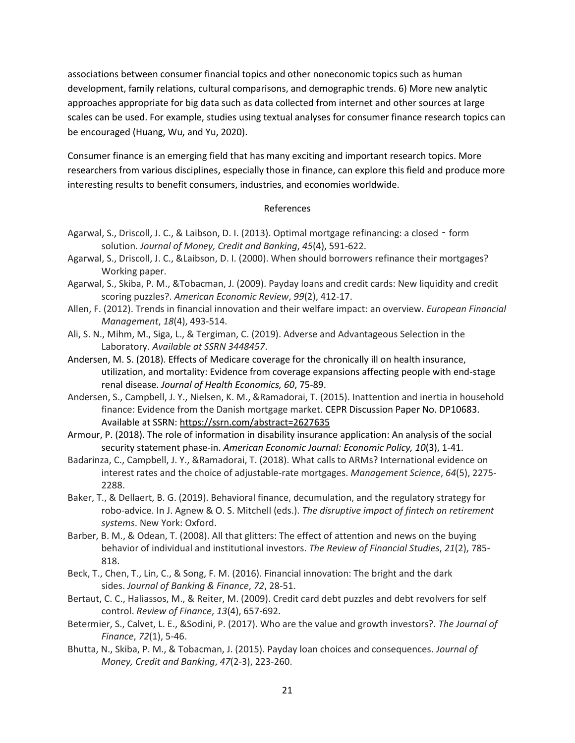associations between consumer financial topics and other noneconomic topics such as human development, family relations, cultural comparisons, and demographic trends. 6) More new analytic approaches appropriate for big data such as data collected from internet and other sources at large scales can be used. For example, studies using textual analyses for consumer finance research topics can be encouraged (Huang, Wu, and Yu, 2020).

Consumer finance is an emerging field that has many exciting and important research topics. More researchers from various disciplines, especially those in finance, can explore this field and produce more interesting results to benefit consumers, industries, and economies worldwide.

## References

Agarwal, S., Driscoll, J. C., & Laibson, D. I. (2013). Optimal mortgage refinancing: a closed‐form solution. *Journal of Money, Credit and Banking*, *45*(4), 591-622.

Agarwal, S., Driscoll, J. C., &Laibson, D. I. (2000). When should borrowers refinance their mortgages? Working paper.

Agarwal, S., Skiba, P. M., &Tobacman, J. (2009). Payday loans and credit cards: New liquidity and credit scoring puzzles?. *American Economic Review*, *99*(2), 412-17.

Allen, F. (2012). Trends in financial innovation and their welfare impact: an overview. *European Financial Management*, *18*(4), 493-514.

Ali, S. N., Mihm, M., Siga, L., & Tergiman, C. (2019). Adverse and Advantageous Selection in the Laboratory. *Available at SSRN 3448457*.

Andersen, M. S. (2018). Effects of Medicare coverage for the chronically ill on health insurance, utilization, and mortality: Evidence from coverage expansions affecting people with end-stage renal disease. *Journal of Health Economics, 60*, 75-89.

Andersen, S., Campbell, J. Y., Nielsen, K. M., &Ramadorai, T. (2015). Inattention and inertia in household finance: Evidence from the Danish mortgage market. CEPR Discussion Paper No. DP10683. Available at SSRN: https://ssrn.com/abstract=2627635

Armour, P. (2018). The role of information in disability insurance application: An analysis of the social security statement phase-in. *American Economic Journal: Economic Policy, 10*(3), 1-41.

Badarinza, C., Campbell, J. Y., &Ramadorai, T. (2018). What calls to ARMs? International evidence on interest rates and the choice of adjustable-rate mortgages. *Management Science*, *64*(5), 2275-2288.

Baker, T., & Dellaert, B. G. (2019). Behavioral finance, decumulation, and the regulatory strategy for robo-advice. In J. Agnew & O. S. Mitchell (eds.). *The disruptive impact of fintech on retirement systems*. New York: Oxford.

Barber, B. M., & Odean, T. (2008). All that glitters: The effect of attention and news on the buying behavior of individual and institutional investors. *The Review of Financial Studies*, *21*(2), 785-818.

Beck, T., Chen, T., Lin, C., & Song, F. M. (2016). Financial innovation: The bright and the dark sides. *Journal of Banking & Finance*, *72*, 28-51.

Bertaut, C. C., Haliassos, M., & Reiter, M. (2009). Credit card debt puzzles and debt revolvers for self control. *Review of Finance*, *13*(4), 657-692.

Betermier, S., Calvet, L. E., &Sodini, P. (2017). Who are the value and growth investors?. *The Journal of Finance*, *72*(1), 5-46.

Bhutta, N., Skiba, P. M., & Tobacman, J. (2015). Payday loan choices and consequences. *Journal of Money, Credit and Banking*, *47*(2-3), 223-260.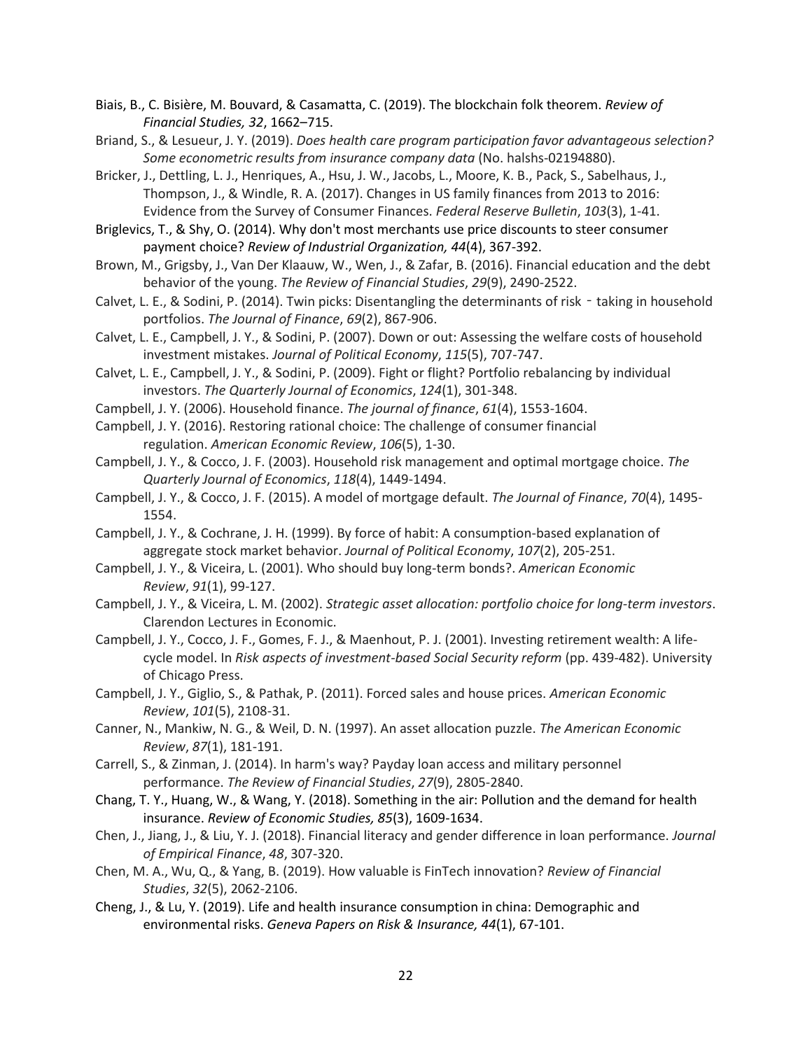Biais, B., C. Bisière, M. Bouvard, & Casamatta, C. (2019). The blockchain folk theorem. *Review of Financial Studies, 32*, 1662–715.

Briand, S., & Lesueur, J. Y. (2019). *Does health care program participation favor advantageous selection? Some econometric results from insurance company data* (No. halshs-02194880).

Bricker, J., Dettling, L. J., Henriques, A., Hsu, J. W., Jacobs, L., Moore, K. B., Pack, S., Sabelhaus, J., Thompson, J., & Windle, R. A. (2017). Changes in US family finances from 2013 to 2016: Evidence from the Survey of Consumer Finances. *Federal Reserve Bulletin*, *103*(3), 1-41.

Briglevics, T., & Shy, O. (2014). Why don't most merchants use price discounts to steer consumer payment choice? *Review of Industrial Organization, 44*(4), 367-392.

Brown, M., Grigsby, J., Van Der Klaauw, W., Wen, J., & Zafar, B. (2016). Financial education and the debt behavior of the young. *The Review of Financial Studies*, *29*(9), 2490-2522.

Calvet, L. E., & Sodini, P. (2014). Twin picks: Disentangling the determinants of risk‐taking in household portfolios. *The Journal of Finance*, *69*(2), 867-906.

Calvet, L. E., Campbell, J. Y., & Sodini, P. (2007). Down or out: Assessing the welfare costs of household investment mistakes. *Journal of Political Economy*, *115*(5), 707-747.

Calvet, L. E., Campbell, J. Y., & Sodini, P. (2009). Fight or flight? Portfolio rebalancing by individual investors. *The Quarterly Journal of Economics*, *124*(1), 301-348.

Campbell, J. Y. (2006). Household finance. *The journal of finance*, *61*(4), 1553-1604.

Campbell, J. Y. (2016). Restoring rational choice: The challenge of consumer financial regulation. *American Economic Review*, *106*(5), 1-30.

Campbell, J. Y., & Cocco, J. F. (2003). Household risk management and optimal mortgage choice. *The Quarterly Journal of Economics*, *118*(4), 1449-1494.

Campbell, J. Y., & Cocco, J. F. (2015). A model of mortgage default. *The Journal of Finance*, *70*(4), 1495-1554.

Campbell, J. Y., & Cochrane, J. H. (1999). By force of habit: A consumption-based explanation of aggregate stock market behavior. *Journal of Political Economy*, *107*(2), 205-251.

Campbell, J. Y., & Viceira, L. (2001). Who should buy long-term bonds?. *American Economic Review*, *91*(1), 99-127.

Campbell, J. Y., & Viceira, L. M. (2002). *Strategic asset allocation: portfolio choice for long-term investors*. Clarendon Lectures in Economic.

Campbell, J. Y., Cocco, J. F., Gomes, F. J., & Maenhout, P. J. (2001). Investing retirement wealth: A life-cycle model. In *Risk aspects of investment-based Social Security reform* (pp. 439-482). University of Chicago Press.

Campbell, J. Y., Giglio, S., & Pathak, P. (2011). Forced sales and house prices. *American Economic Review*, *101*(5), 2108-31.

Canner, N., Mankiw, N. G., & Weil, D. N. (1997). An asset allocation puzzle. *The American Economic Review*, *87*(1), 181-191.

Carrell, S., & Zinman, J. (2014). In harm's way? Payday loan access and military personnel performance. *The Review of Financial Studies*, *27*(9), 2805-2840.

Chang, T. Y., Huang, W., & Wang, Y. (2018). Something in the air: Pollution and the demand for health insurance. *Review of Economic Studies, 85*(3), 1609-1634.

Chen, J., Jiang, J., & Liu, Y. J. (2018). Financial literacy and gender difference in loan performance. *Journal of Empirical Finance*, *48*, 307-320.

Chen, M. A., Wu, Q., & Yang, B. (2019). How valuable is FinTech innovation? *Review of Financial Studies*, *32*(5), 2062-2106.

Cheng, J., & Lu, Y. (2019). Life and health insurance consumption in china: Demographic and environmental risks. *Geneva Papers on Risk & Insurance, 44*(1), 67-101.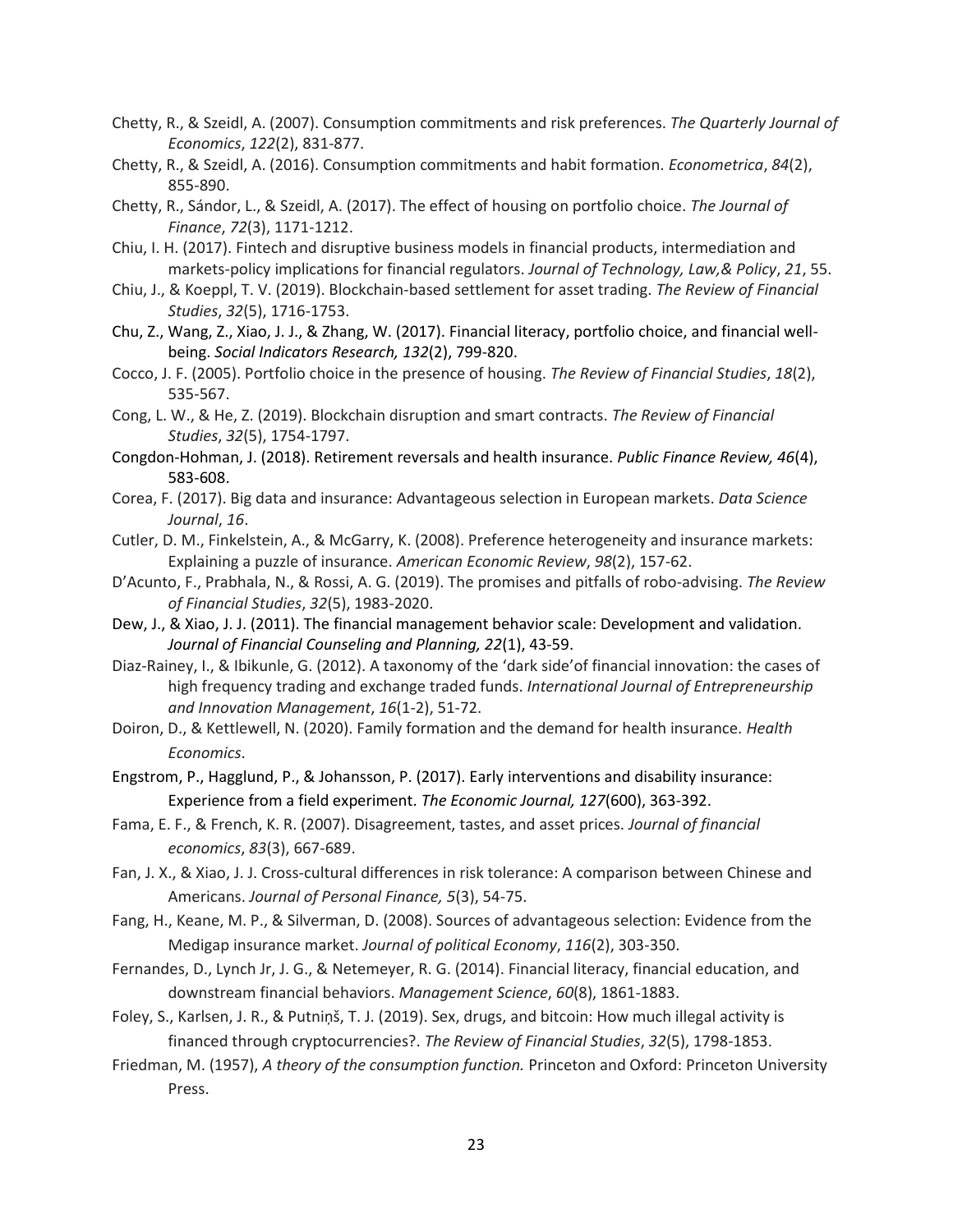Chetty, R., & Szeidl, A. (2007). Consumption commitments and risk preferences. *The Quarterly Journal of Economics*, *122*(2), 831-877.

Chetty, R., & Szeidl, A. (2016). Consumption commitments and habit formation. *Econometrica*, *84*(2), 855-890.

Chetty, R., Sándor, L., & Szeidl, A. (2017). The effect of housing on portfolio choice. *The Journal of Finance*, *72*(3), 1171-1212.

Chiu, I. H. (2017). Fintech and disruptive business models in financial products, intermediation and markets-policy implications for financial regulators. *Journal of Technology, Law,& Policy*, *21*, 55.

Chiu, J., & Koeppl, T. V. (2019). Blockchain-based settlement for asset trading. *The Review of Financial Studies*, *32*(5), 1716-1753.

Chu, Z., Wang, Z., Xiao, J. J., & Zhang, W. (2017). Financial literacy, portfolio choice, and financial well-being. *Social Indicators Research, 132*(2), 799-820.

Cocco, J. F. (2005). Portfolio choice in the presence of housing. *The Review of Financial Studies*, *18*(2), 535-567.

Cong, L. W., & He, Z. (2019). Blockchain disruption and smart contracts. *The Review of Financial Studies*, *32*(5), 1754-1797.

Congdon-Hohman, J. (2018). Retirement reversals and health insurance. *Public Finance Review, 46*(4), 583-608.

Corea, F. (2017). Big data and insurance: Advantageous selection in European markets. *Data Science Journal*, *16*.

Cutler, D. M., Finkelstein, A., & McGarry, K. (2008). Preference heterogeneity and insurance markets: Explaining a puzzle of insurance. *American Economic Review*, *98*(2), 157-62.

D'Acunto, F., Prabhala, N., & Rossi, A. G. (2019). The promises and pitfalls of robo-advising. *The Review of Financial Studies*, *32*(5), 1983-2020.

Dew, J., & Xiao, J. J. (2011). The financial management behavior scale: Development and validation. *Journal of Financial Counseling and Planning, 22*(1), 43-59.

Diaz-Rainey, I., & Ibikunle, G. (2012). A taxonomy of the 'dark side'of financial innovation: the cases of high frequency trading and exchange traded funds. *International Journal of Entrepreneurship and Innovation Management*, *16*(1-2), 51-72.

Doiron, D., & Kettlewell, N. (2020). Family formation and the demand for health insurance. *Health Economics*.

Engstrom, P., Hagglund, P., & Johansson, P. (2017). Early interventions and disability insurance: Experience from a field experiment. *The Economic Journal, 127*(600), 363-392.

Fama, E. F., & French, K. R. (2007). Disagreement, tastes, and asset prices. *Journal of financial economics*, *83*(3), 667-689.

Fan, J. X., & Xiao, J. J. Cross-cultural differences in risk tolerance: A comparison between Chinese and Americans. *Journal of Personal Finance, 5*(3), 54-75.

Fang, H., Keane, M. P., & Silverman, D. (2008). Sources of advantageous selection: Evidence from the Medigap insurance market. *Journal of political Economy*, *116*(2), 303-350.

Fernandes, D., Lynch Jr, J. G., & Netemeyer, R. G. (2014). Financial literacy, financial education, and downstream financial behaviors. *Management Science*, *60*(8), 1861-1883.

Foley, S., Karlsen, J. R., & Putniņš, T. J. (2019). Sex, drugs, and bitcoin: How much illegal activity is financed through cryptocurrencies?. *The Review of Financial Studies*, *32*(5), 1798-1853.

Friedman, M. (1957), *A theory of the consumption function.* Princeton and Oxford: Princeton University Press.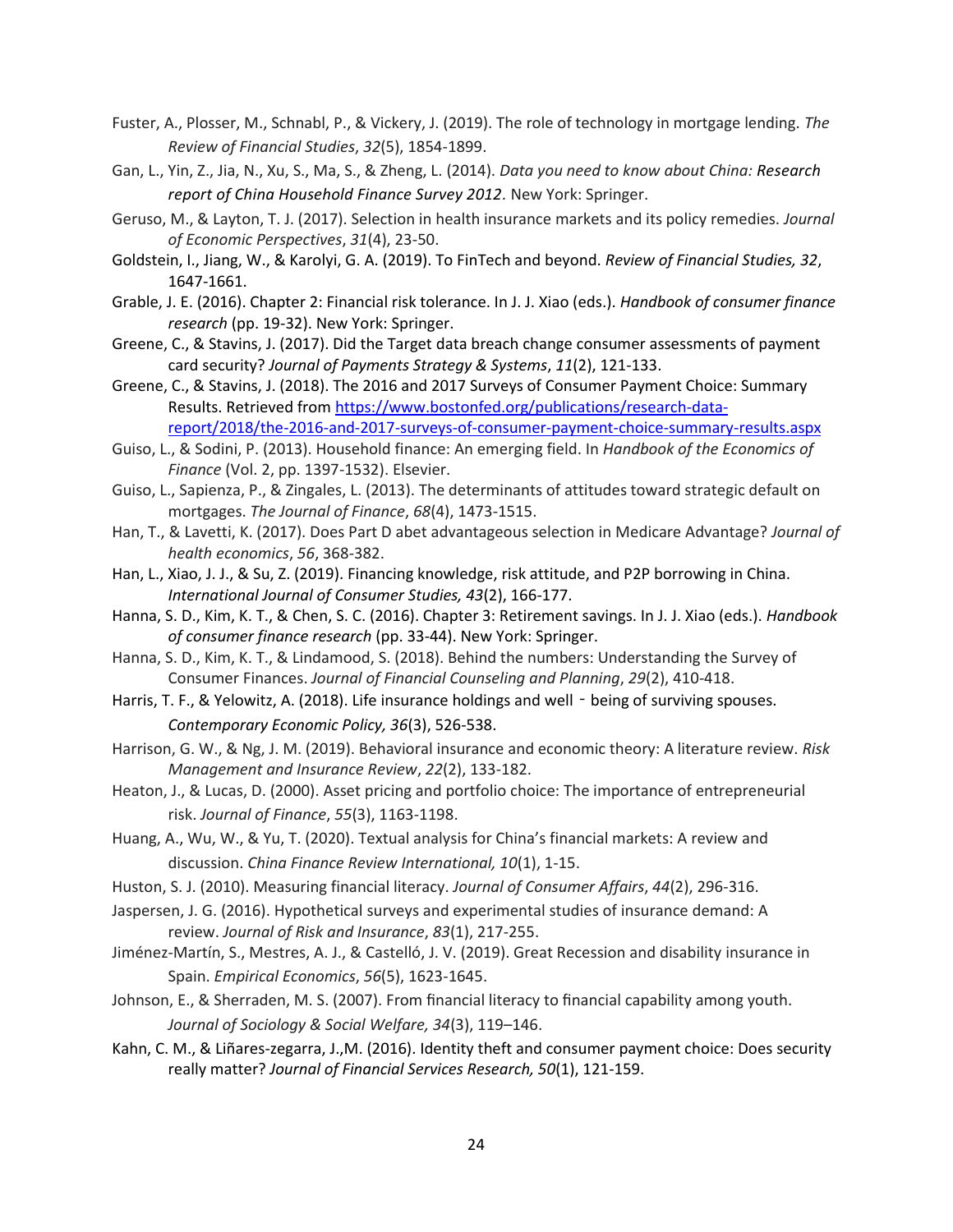Fuster, A., Plosser, M., Schnabl, P., & Vickery, J. (2019). The role of technology in mortgage lending. *The Review of Financial Studies*, *32*(5), 1854-1899.

Gan, L., Yin, Z., Jia, N., Xu, S., Ma, S., & Zheng, L. (2014). *Data you need to know about China: Research report of China Household Finance Survey 2012*. New York: Springer.

Geruso, M., & Layton, T. J. (2017). Selection in health insurance markets and its policy remedies. *Journal of Economic Perspectives*, *31*(4), 23-50.

Goldstein, I., Jiang, W., & Karolyi, G. A. (2019). To FinTech and beyond. *Review of Financial Studies, 32*, 1647-1661.

Grable, J. E. (2016). Chapter 2: Financial risk tolerance. In J. J. Xiao (eds.). *Handbook of consumer finance research* (pp. 19-32). New York: Springer.

Greene, C., & Stavins, J. (2017). Did the Target data breach change consumer assessments of payment card security? *Journal of Payments Strategy & Systems*, *11*(2), 121-133.

Greene, C., & Stavins, J. (2018). The 2016 and 2017 Surveys of Consumer Payment Choice: Summary Results. Retrieved from https://www.bostonfed.org/publications/research-data-report/2018/the-2016-and-2017-surveys-of-consumer-payment-choice-summary-results.aspx

Guiso, L., & Sodini, P. (2013). Household finance: An emerging field. In *Handbook of the Economics of Finance* (Vol. 2, pp. 1397-1532). Elsevier.

Guiso, L., Sapienza, P., & Zingales, L. (2013). The determinants of attitudes toward strategic default on mortgages. *The Journal of Finance*, *68*(4), 1473-1515.

Han, T., & Lavetti, K. (2017). Does Part D abet advantageous selection in Medicare Advantage? *Journal of health economics*, *56*, 368-382.

Han, L., Xiao, J. J., & Su, Z. (2019). Financing knowledge, risk attitude, and P2P borrowing in China. *International Journal of Consumer Studies, 43*(2), 166-177.

Hanna, S. D., Kim, K. T., & Chen, S. C. (2016). Chapter 3: Retirement savings. In J. J. Xiao (eds.). *Handbook of consumer finance research* (pp. 33-44). New York: Springer.

Hanna, S. D., Kim, K. T., & Lindamood, S. (2018). Behind the numbers: Understanding the Survey of Consumer Finances. *Journal of Financial Counseling and Planning*, *29*(2), 410-418.

Harris, T. F., & Yelowitz, A. (2018). Life insurance holdings and well‐being of surviving spouses. *Contemporary Economic Policy, 36*(3), 526-538.

Harrison, G. W., & Ng, J. M. (2019). Behavioral insurance and economic theory: A literature review. *Risk Management and Insurance Review*, *22*(2), 133-182.

Heaton, J., & Lucas, D. (2000). Asset pricing and portfolio choice: The importance of entrepreneurial risk. *Journal of Finance*, *55*(3), 1163-1198.

Huang, A., Wu, W., & Yu, T. (2020). Textual analysis for China's financial markets: A review and discussion. *China Finance Review International, 10*(1), 1-15.

Huston, S. J. (2010). Measuring financial literacy. *Journal of Consumer Affairs*, *44*(2), 296-316.

Jaspersen, J. G. (2016). Hypothetical surveys and experimental studies of insurance demand: A review. *Journal of Risk and Insurance*, *83*(1), 217-255.

Jiménez-Martín, S., Mestres, A. J., & Castelló, J. V. (2019). Great Recession and disability insurance in Spain. *Empirical Economics*, *56*(5), 1623-1645.

Johnson, E., & Sherraden, M. S. (2007). From financial literacy to financial capability among youth. *Journal of Sociology & Social Welfare, 34*(3), 119–146.

Kahn, C. M., & Liñares-zegarra, J.,M. (2016). Identity theft and consumer payment choice: Does security really matter? *Journal of Financial Services Research, 50*(1), 121-159.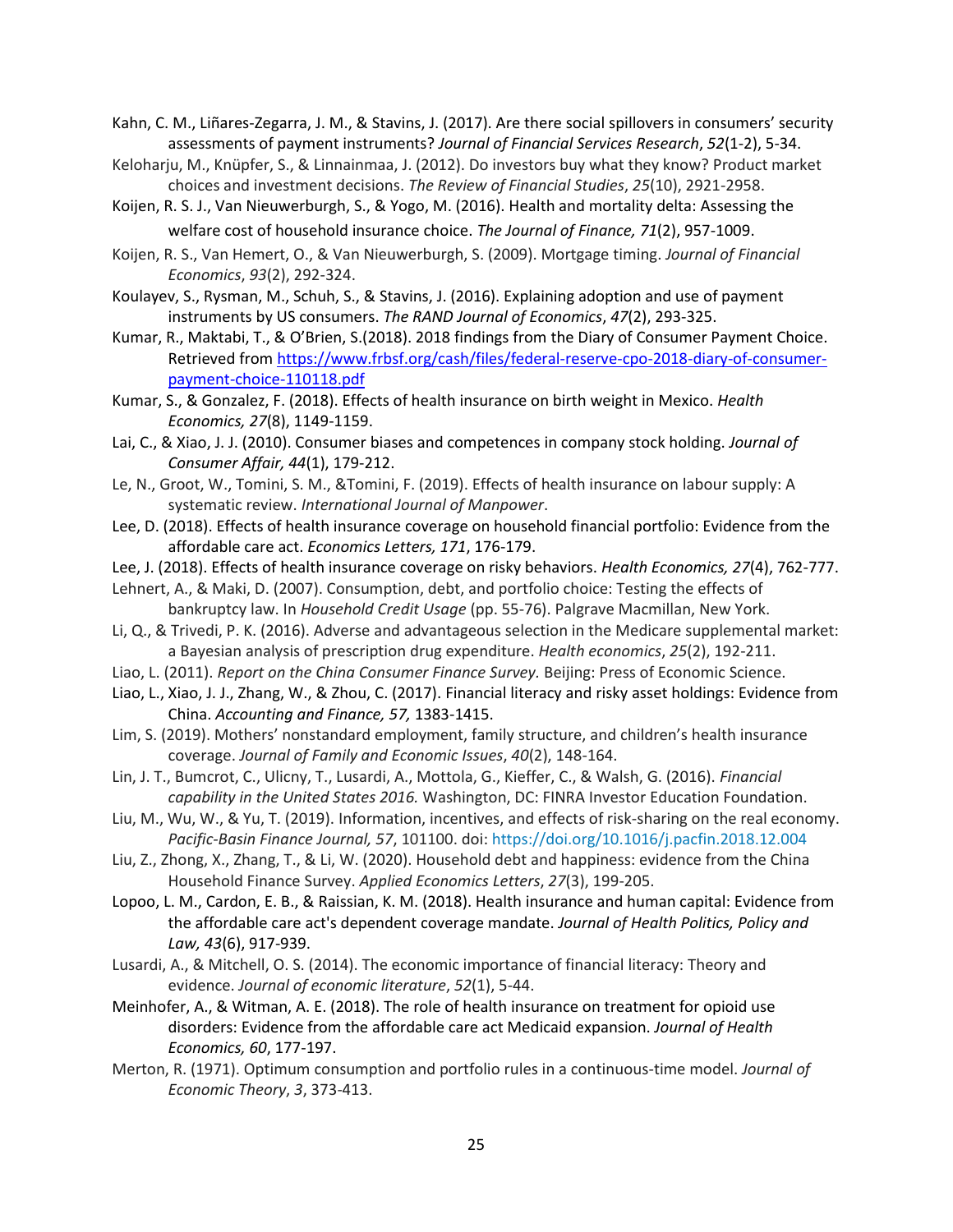Kahn, C. M., Liñares-Zegarra, J. M., & Stavins, J. (2017). Are there social spillovers in consumers' security assessments of payment instruments? *Journal of Financial Services Research*, *52*(1-2), 5-34.

Keloharju, M., Knüpfer, S., & Linnainmaa, J. (2012). Do investors buy what they know? Product market choices and investment decisions. *The Review of Financial Studies*, *25*(10), 2921-2958.

Koijen, R. S. J., Van Nieuwerburgh, S., & Yogo, M. (2016). Health and mortality delta: Assessing the welfare cost of household insurance choice. *The Journal of Finance, 71*(2), 957-1009.

Koijen, R. S., Van Hemert, O., & Van Nieuwerburgh, S. (2009). Mortgage timing. *Journal of Financial Economics*, *93*(2), 292-324.

Koulayev, S., Rysman, M., Schuh, S., & Stavins, J. (2016). Explaining adoption and use of payment instruments by US consumers. *The RAND Journal of Economics*, *47*(2), 293-325.

Kumar, R., Maktabi, T., & O'Brien, S.(2018). 2018 findings from the Diary of Consumer Payment Choice. Retrieved from https://www.frbsf.org/cash/files/federal-reserve-cpo-2018-diary-of-consumer-payment-choice-110118.pdf

Kumar, S., & Gonzalez, F. (2018). Effects of health insurance on birth weight in Mexico. *Health Economics, 27*(8), 1149-1159.

Lai, C., & Xiao, J. J. (2010). Consumer biases and competences in company stock holding. *Journal of Consumer Affair, 44*(1), 179-212.

Le, N., Groot, W., Tomini, S. M., &Tomini, F. (2019). Effects of health insurance on labour supply: A systematic review. *International Journal of Manpower*.

Lee, D. (2018). Effects of health insurance coverage on household financial portfolio: Evidence from the affordable care act. *Economics Letters, 171*, 176-179.

Lee, J. (2018). Effects of health insurance coverage on risky behaviors. *Health Economics, 27*(4), 762-777.

Lehnert, A., & Maki, D. (2007). Consumption, debt, and portfolio choice: Testing the effects of bankruptcy law. In *Household Credit Usage* (pp. 55-76). Palgrave Macmillan, New York.

Li, Q., & Trivedi, P. K. (2016). Adverse and advantageous selection in the Medicare supplemental market: a Bayesian analysis of prescription drug expenditure. *Health economics*, *25*(2), 192-211.

Liao, L. (2011). *Report on the China Consumer Finance Survey.* Beijing: Press of Economic Science.

Liao, L., Xiao, J. J., Zhang, W., & Zhou, C. (2017). Financial literacy and risky asset holdings: Evidence from China. *Accounting and Finance, 57,* 1383-1415.

Lim, S. (2019). Mothers' nonstandard employment, family structure, and children's health insurance coverage. *Journal of Family and Economic Issues*, *40*(2), 148-164.

Lin, J. T., Bumcrot, C., Ulicny, T., Lusardi, A., Mottola, G., Kieffer, C., & Walsh, G. (2016). *Financial capability in the United States 2016.* Washington, DC: FINRA Investor Education Foundation.

Liu, M., Wu, W., & Yu, T. (2019). Information, incentives, and effects of risk-sharing on the real economy. *Pacific-Basin Finance Journal, 57*, 101100. doi: https://doi.org/10.1016/j.pacfin.2018.12.004

Liu, Z., Zhong, X., Zhang, T., & Li, W. (2020). Household debt and happiness: evidence from the China Household Finance Survey. *Applied Economics Letters*, *27*(3), 199-205.

Lopoo, L. M., Cardon, E. B., & Raissian, K. M. (2018). Health insurance and human capital: Evidence from the affordable care act's dependent coverage mandate. *Journal of Health Politics, Policy and Law, 43*(6), 917-939.

Lusardi, A., & Mitchell, O. S. (2014). The economic importance of financial literacy: Theory and evidence. *Journal of economic literature*, *52*(1), 5-44.

Meinhofer, A., & Witman, A. E. (2018). The role of health insurance on treatment for opioid use disorders: Evidence from the affordable care act Medicaid expansion. *Journal of Health Economics, 60*, 177-197.

Merton, R. (1971). Optimum consumption and portfolio rules in a continuous-time model. *Journal of Economic Theory*, *3*, 373-413.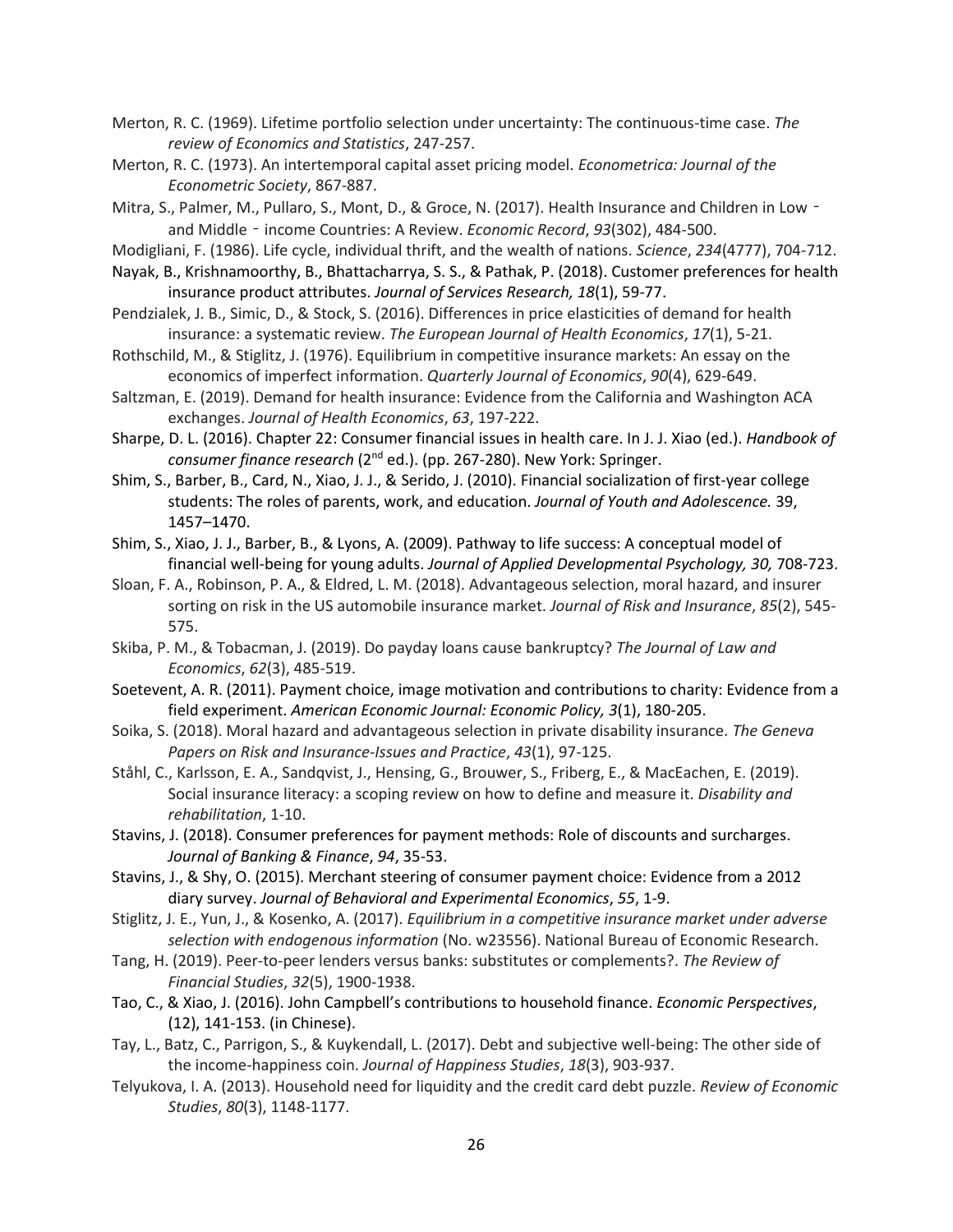Merton, R. C. (1969). Lifetime portfolio selection under uncertainty: The continuous-time case. *The review of Economics and Statistics*, 247-257.

Merton, R. C. (1973). An intertemporal capital asset pricing model. *Econometrica: Journal of the Econometric Society*, 867-887.

Mitra, S., Palmer, M., Pullaro, S., Mont, D., & Groce, N. (2017). Health Insurance and Children in Low‐ and Middle‐ income Countries: A Review. *Economic Record*, *93*(302), 484-500.

Modigliani, F. (1986). Life cycle, individual thrift, and the wealth of nations. *Science*, *234*(4777), 704-712.

Nayak, B., Krishnamoorthy, B., Bhattacharrya, S. S., & Pathak, P. (2018). Customer preferences for health insurance product attributes. *Journal of Services Research, 18*(1), 59-77.

Pendzialek, J. B., Simic, D., & Stock, S. (2016). Differences in price elasticities of demand for health insurance: a systematic review. *The European Journal of Health Economics*, *17*(1), 5-21.

Rothschild, M., & Stiglitz, J. (1976). Equilibrium in competitive insurance markets: An essay on the economics of imperfect information. *Quarterly Journal of Economics*, *90*(4), 629-649.

Saltzman, E. (2019). Demand for health insurance: Evidence from the California and Washington ACA exchanges. *Journal of Health Economics*, *63*, 197-222.

Sharpe, D. L. (2016). Chapter 22: Consumer financial issues in health care. In J. J. Xiao (ed.). *Handbook of consumer finance research* (2nd ed.). (pp. 267-280). New York: Springer.

Shim, S., Barber, B., Card, N., Xiao, J. J., & Serido, J. (2010). Financial socialization of first-year college students: The roles of parents, work, and education. *Journal of Youth and Adolescence.* 39, 1457–1470.

Shim, S., Xiao, J. J., Barber, B., & Lyons, A. (2009). Pathway to life success: A conceptual model of financial well-being for young adults. *Journal of Applied Developmental Psychology, 30,* 708-723.

Sloan, F. A., Robinson, P. A., & Eldred, L. M. (2018). Advantageous selection, moral hazard, and insurer sorting on risk in the US automobile insurance market. *Journal of Risk and Insurance*, *85*(2), 545-575.

Skiba, P. M., & Tobacman, J. (2019). Do payday loans cause bankruptcy? *The Journal of Law and Economics*, *62*(3), 485-519.

Soetevent, A. R. (2011). Payment choice, image motivation and contributions to charity: Evidence from a field experiment. *American Economic Journal: Economic Policy, 3*(1), 180-205.

Soika, S. (2018). Moral hazard and advantageous selection in private disability insurance. *The Geneva Papers on Risk and Insurance-Issues and Practice*, *43*(1), 97-125.

Ståhl, C., Karlsson, E. A., Sandqvist, J., Hensing, G., Brouwer, S., Friberg, E., & MacEachen, E. (2019). Social insurance literacy: a scoping review on how to define and measure it. *Disability and rehabilitation*, 1-10.

Stavins, J. (2018). Consumer preferences for payment methods: Role of discounts and surcharges. *Journal of Banking & Finance*, *94*, 35-53.

Stavins, J., & Shy, O. (2015). Merchant steering of consumer payment choice: Evidence from a 2012 diary survey. *Journal of Behavioral and Experimental Economics*, *55*, 1-9.

Stiglitz, J. E., Yun, J., & Kosenko, A. (2017). *Equilibrium in a competitive insurance market under adverse selection with endogenous information* (No. w23556). National Bureau of Economic Research.

Tang, H. (2019). Peer-to-peer lenders versus banks: substitutes or complements?. *The Review of Financial Studies*, *32*(5), 1900-1938.

Tao, C., & Xiao, J. (2016). John Campbell's contributions to household finance. *Economic Perspectives*, (12), 141-153. (in Chinese).

Tay, L., Batz, C., Parrigon, S., & Kuykendall, L. (2017). Debt and subjective well-being: The other side of the income-happiness coin. *Journal of Happiness Studies*, *18*(3), 903-937.

Telyukova, I. A. (2013). Household need for liquidity and the credit card debt puzzle. *Review of Economic Studies*, *80*(3), 1148-1177.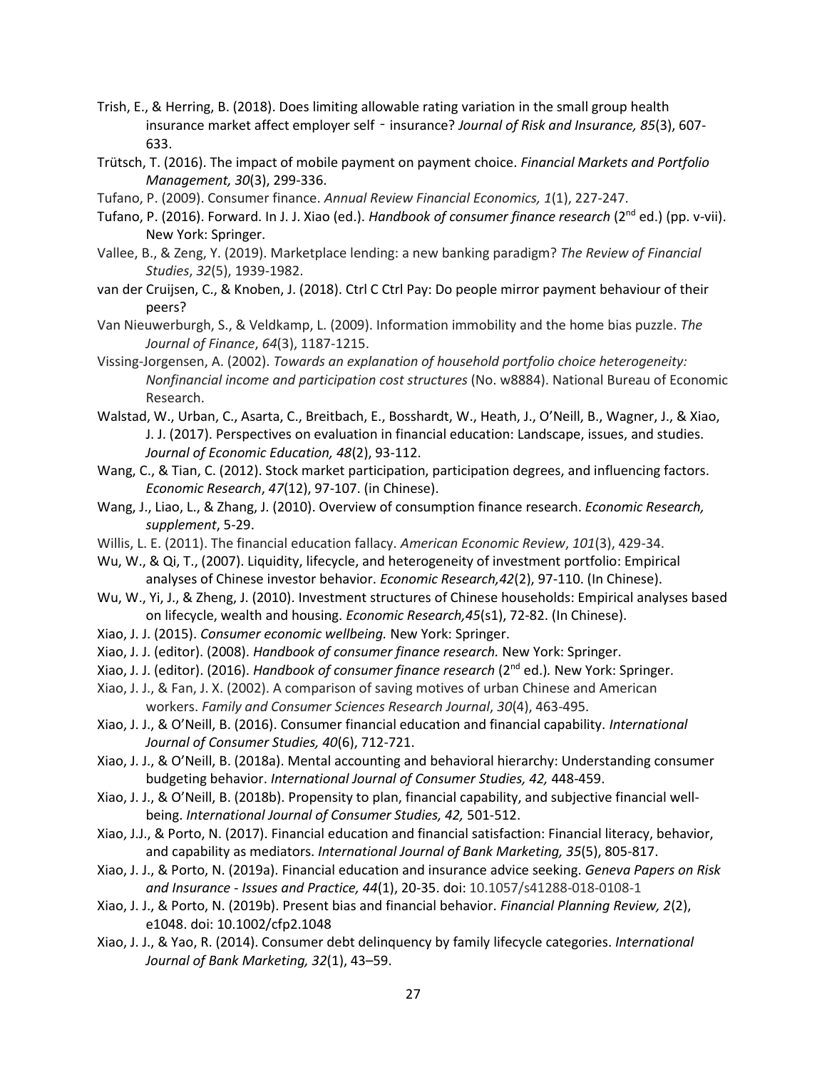Trish, E., & Herring, B. (2018). Does limiting allowable rating variation in the small group health insurance market affect employer self‐insurance? *Journal of Risk and Insurance, 85*(3), 607-633.

Trütsch, T. (2016). The impact of mobile payment on payment choice. *Financial Markets and Portfolio Management, 30*(3), 299-336.

Tufano, P. (2009). Consumer finance. *Annual Review Financial Economics, 1*(1), 227-247.

Tufano, P. (2016). Forward. In J. J. Xiao (ed.). *Handbook of consumer finance research* (2nd ed.) (pp. v-vii). New York: Springer.

Vallee, B., & Zeng, Y. (2019). Marketplace lending: a new banking paradigm? *The Review of Financial Studies*, *32*(5), 1939-1982.

van der Cruijsen, C., & Knoben, J. (2018). Ctrl C Ctrl Pay: Do people mirror payment behaviour of their peers?

Van Nieuwerburgh, S., & Veldkamp, L. (2009). Information immobility and the home bias puzzle. *The Journal of Finance*, *64*(3), 1187-1215.

Vissing-Jorgensen, A. (2002). *Towards an explanation of household portfolio choice heterogeneity: Nonfinancial income and participation cost structures* (No. w8884). National Bureau of Economic Research.

Walstad, W., Urban, C., Asarta, C., Breitbach, E., Bosshardt, W., Heath, J., O'Neill, B., Wagner, J., & Xiao, J. J. (2017). Perspectives on evaluation in financial education: Landscape, issues, and studies. *Journal of Economic Education, 48*(2), 93-112.

Wang, C., & Tian, C. (2012). Stock market participation, participation degrees, and influencing factors. *Economic Research*, *47*(12), 97-107. (in Chinese).

Wang, J., Liao, L., & Zhang, J. (2010). Overview of consumption finance research. *Economic Research, supplement*, 5-29.

Willis, L. E. (2011). The financial education fallacy. *American Economic Review*, *101*(3), 429-34.

Wu, W., & Qi, T., (2007). Liquidity, lifecycle, and heterogeneity of investment portfolio: Empirical analyses of Chinese investor behavior. *Economic Research,42*(2), 97-110. (In Chinese).

Wu, W., Yi, J., & Zheng, J. (2010). Investment structures of Chinese households: Empirical analyses based on lifecycle, wealth and housing. *Economic Research,45*(s1), 72-82. (In Chinese).

Xiao, J. J. (2015). *Consumer economic wellbeing.* New York: Springer.

Xiao, J. J. (editor). (2008). *Handbook of consumer finance research.* New York: Springer.

Xiao, J. J. (editor). (2016). *Handbook of consumer finance research* (2nd ed.)*.* New York: Springer.

Xiao, J. J., & Fan, J. X. (2002). A comparison of saving motives of urban Chinese and American workers. *Family and Consumer Sciences Research Journal*, *30*(4), 463-495.

Xiao, J. J., & O'Neill, B. (2016). Consumer financial education and financial capability. *International Journal of Consumer Studies, 40*(6), 712-721.

Xiao, J. J., & O'Neill, B. (2018a). Mental accounting and behavioral hierarchy: Understanding consumer budgeting behavior. *International Journal of Consumer Studies, 42,* 448-459.

Xiao, J. J., & O'Neill, B. (2018b). Propensity to plan, financial capability, and subjective financial well-being. *International Journal of Consumer Studies, 42,* 501-512.

Xiao, J.J., & Porto, N. (2017). Financial education and financial satisfaction: Financial literacy, behavior, and capability as mediators. *International Journal of Bank Marketing, 35*(5), 805-817.

Xiao, J. J., & Porto, N. (2019a). Financial education and insurance advice seeking. *Geneva Papers on Risk and Insurance - Issues and Practice, 44*(1), 20-35. doi: 10.1057/s41288-018-0108-1

Xiao, J. J., & Porto, N. (2019b). Present bias and financial behavior. *Financial Planning Review, 2*(2), e1048. doi: 10.1002/cfp2.1048

Xiao, J. J., & Yao, R. (2014). Consumer debt delinquency by family lifecycle categories. *International Journal of Bank Marketing, 32*(1), 43–59.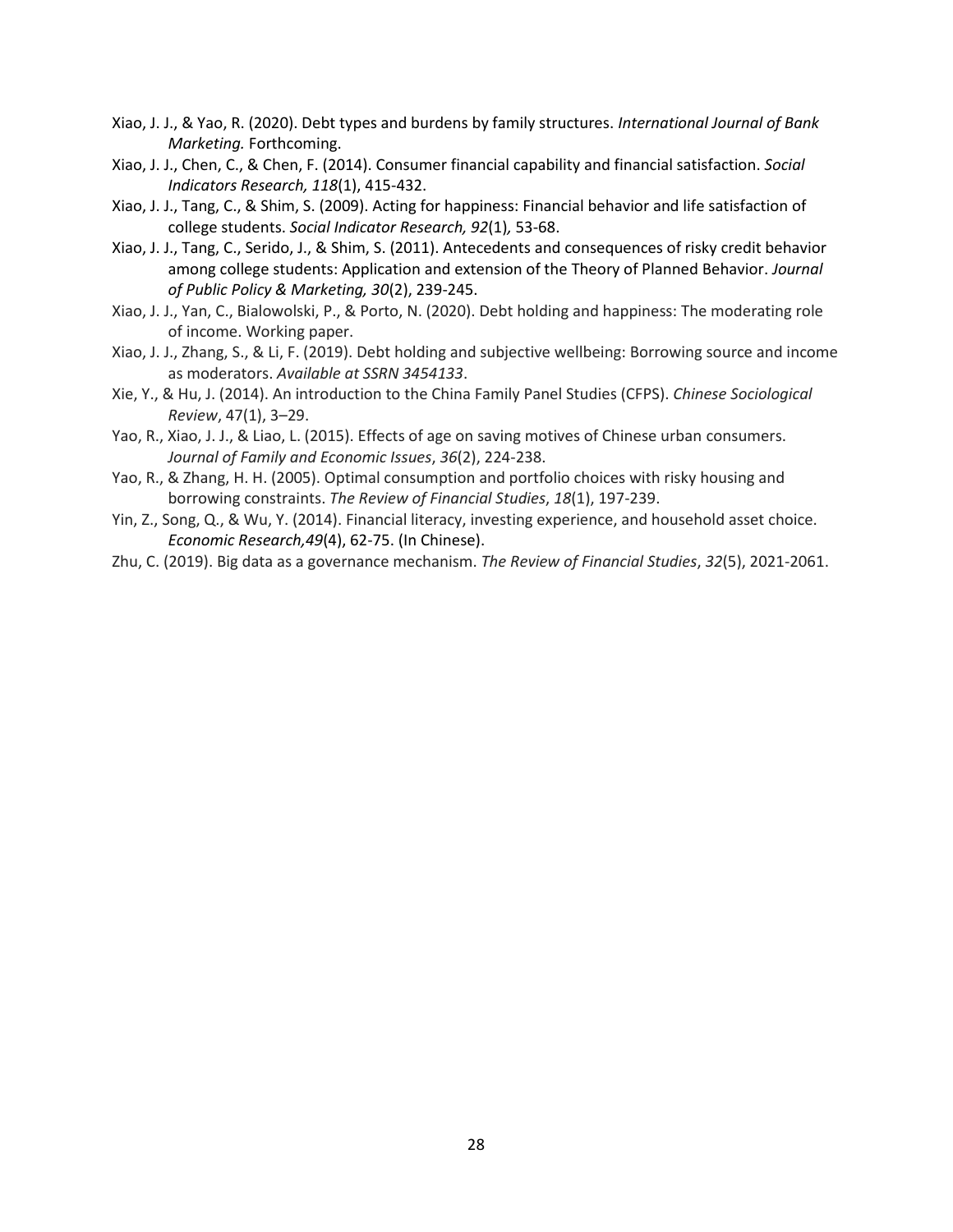Xiao, J. J., & Yao, R. (2020). Debt types and burdens by family structures. *International Journal of Bank Marketing.* Forthcoming.

Xiao, J. J., Chen, C., & Chen, F. (2014). Consumer financial capability and financial satisfaction. *Social Indicators Research, 118*(1), 415-432.

Xiao, J. J., Tang, C., & Shim, S. (2009). Acting for happiness: Financial behavior and life satisfaction of college students. *Social Indicator Research, 92*(1)*,* 53-68.

Xiao, J. J., Tang, C., Serido, J., & Shim, S. (2011). Antecedents and consequences of risky credit behavior among college students: Application and extension of the Theory of Planned Behavior. *Journal of Public Policy & Marketing, 30*(2), 239-245.

Xiao, J. J., Yan, C., Bialowolski, P., & Porto, N. (2020). Debt holding and happiness: The moderating role of income. Working paper.

Xiao, J. J., Zhang, S., & Li, F. (2019). Debt holding and subjective wellbeing: Borrowing source and income as moderators. *Available at SSRN 3454133*.

Xie, Y., & Hu, J. (2014). An introduction to the China Family Panel Studies (CFPS). *Chinese Sociological Review*, 47(1), 3–29.

Yao, R., Xiao, J. J., & Liao, L. (2015). Effects of age on saving motives of Chinese urban consumers. *Journal of Family and Economic Issues*, *36*(2), 224-238.

Yao, R., & Zhang, H. H. (2005). Optimal consumption and portfolio choices with risky housing and borrowing constraints. *The Review of Financial Studies*, *18*(1), 197-239.

Yin, Z., Song, Q., & Wu, Y. (2014). Financial literacy, investing experience, and household asset choice. *Economic Research,49*(4), 62-75. (In Chinese).

Zhu, C. (2019). Big data as a governance mechanism. *The Review of Financial Studies*, *32*(5), 2021-2061.